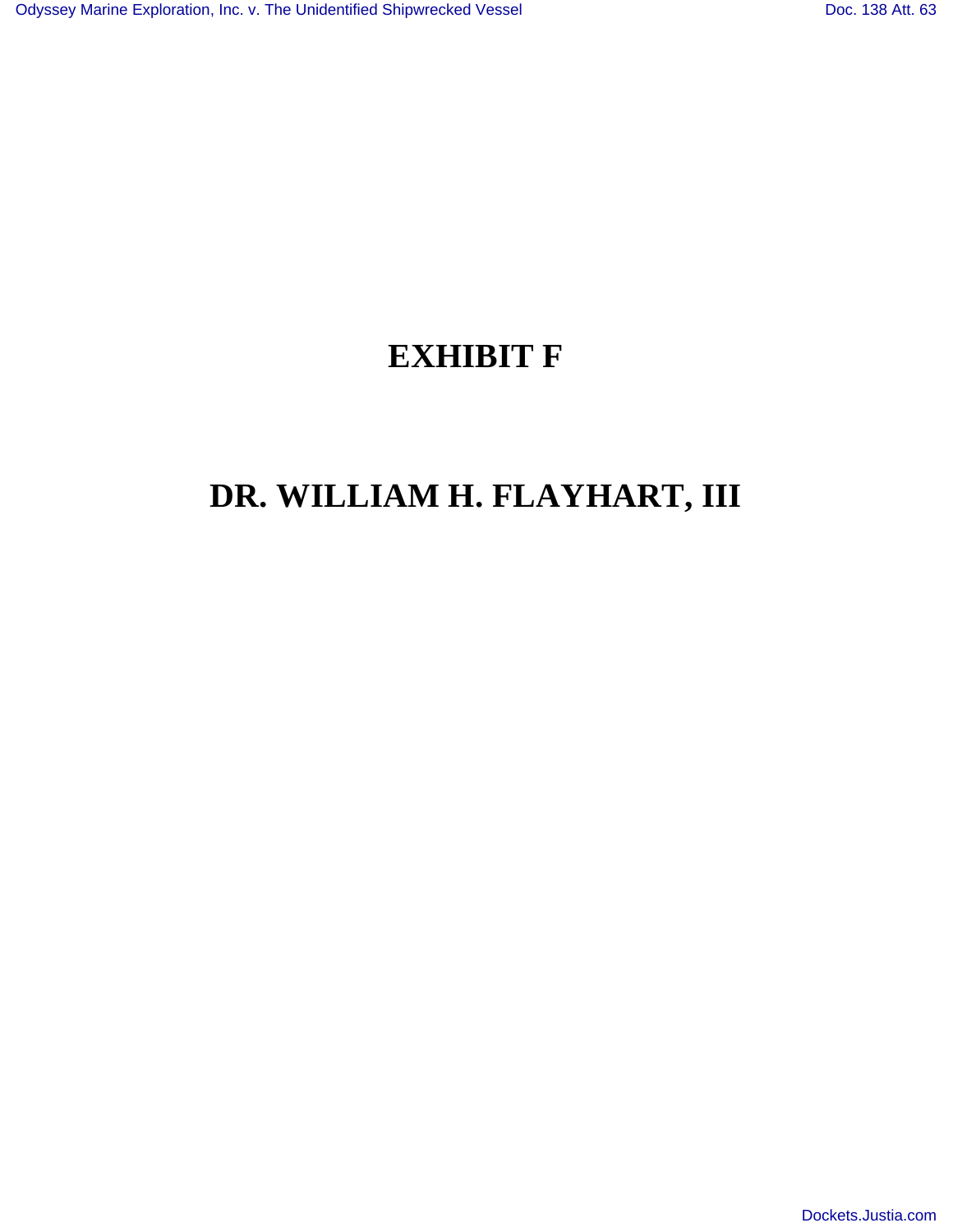# EXHIBIT F

# DR. WILLIAM H. FLAYHART, III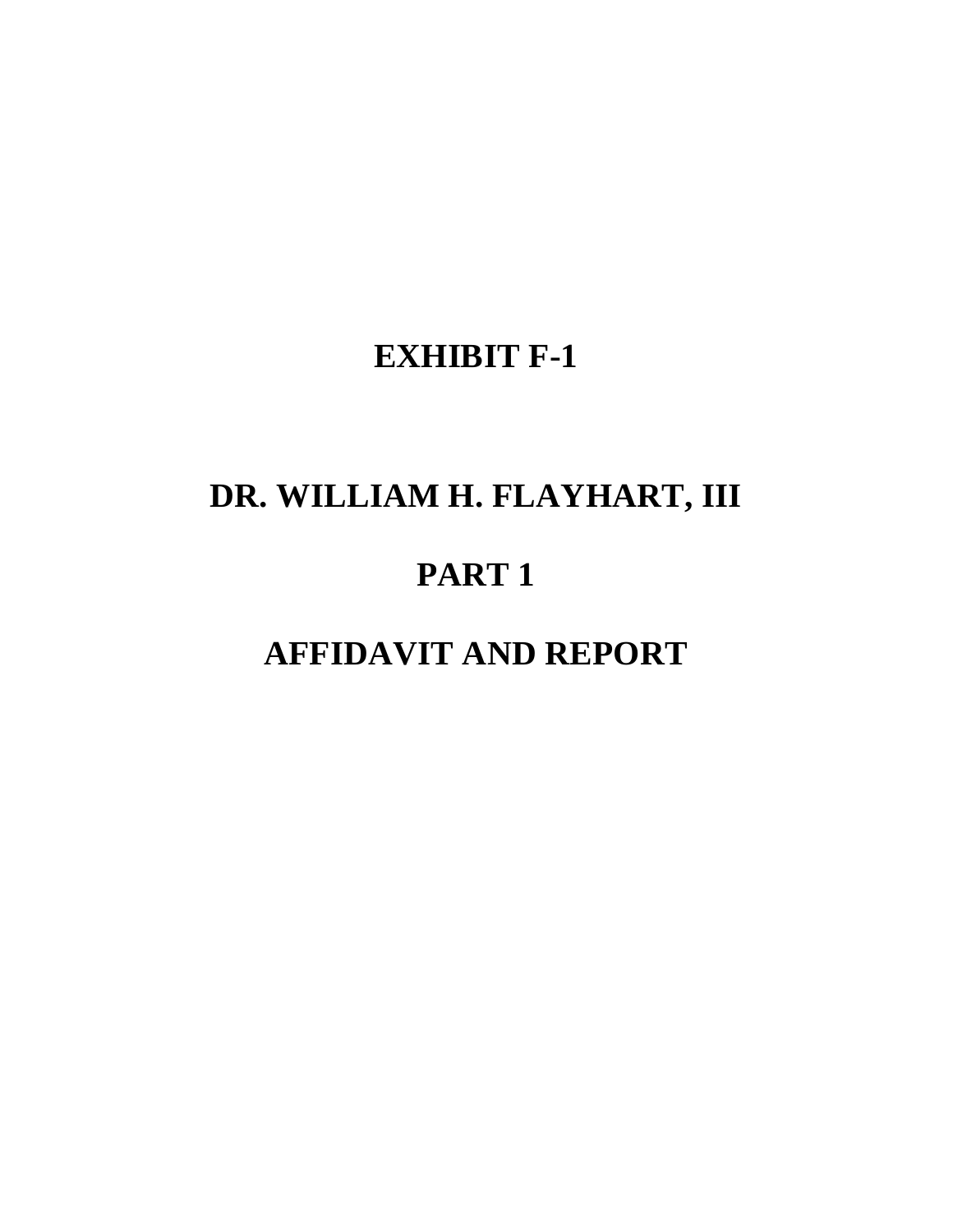# EXHIBIT F-1

# DR. WILLIAM H. FLAYHART, III

# PART 1

# AFFIDAVIT AND REPORT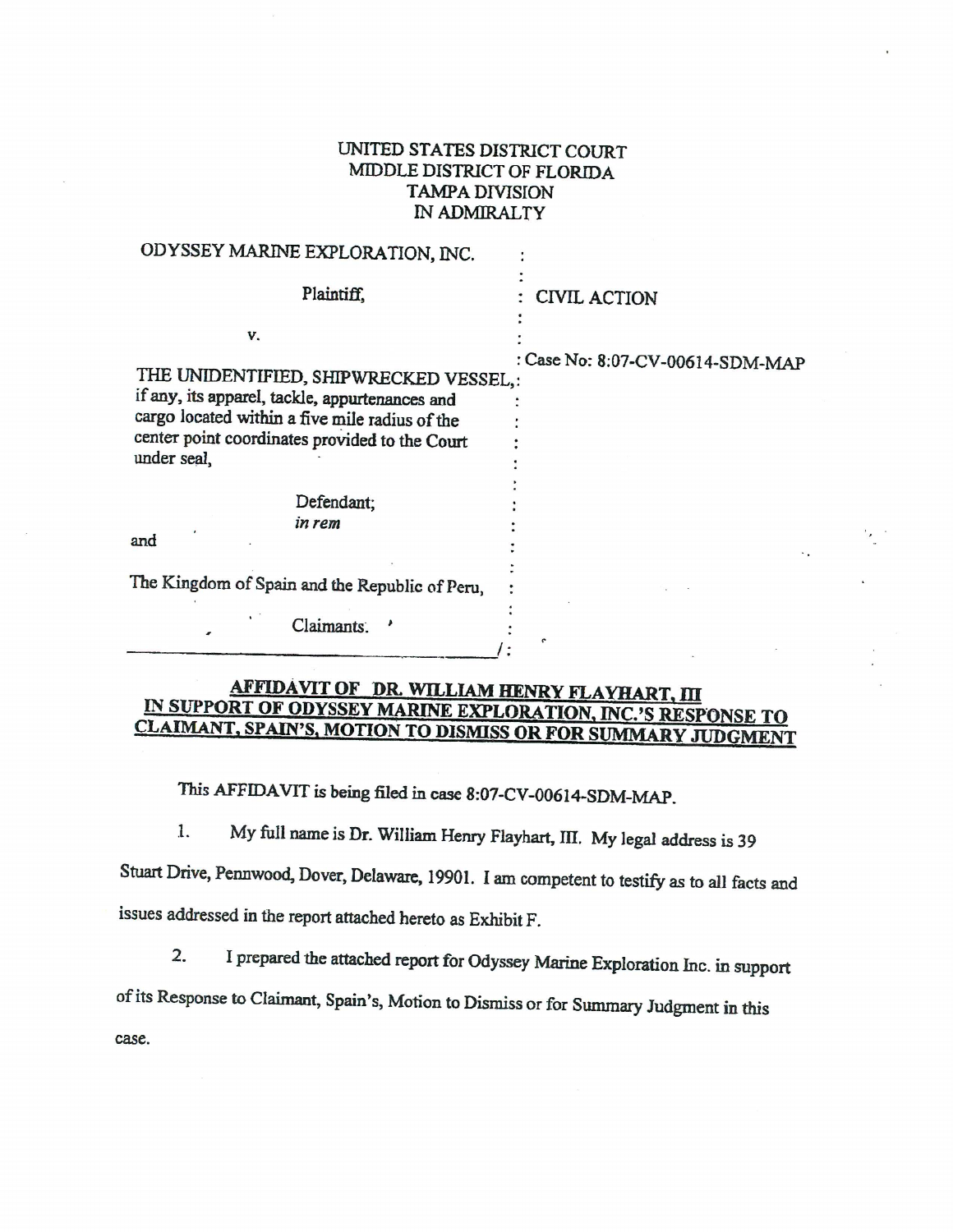UNITED STATES DISTRICT COURT
MIDDLE DISTRICT OF FLORIDA
TAMPA DIVISION
IN ADMIRALTY

| | |
|---|---|
| ODYSSEY MARINE EXPLORATION, INC.<br><br>Plaintiff,<br><br>v.<br><br>THE UNIDENTIFIED, SHIPWRECKED VESSEL, if any, its apparel, tackle, appurtenances and cargo located within a five mile radius of the center point coordinates provided to the Court under seal,<br><br>Defendant;<br>*in rem*<br><br>and<br><br>The Kingdom of Spain and the Republic of Peru,<br><br>Claimants. | CIVIL ACTION<br><br>Case No: 8:07-CV-00614-SDM-MAP |

**AFFIDAVIT OF DR. WILLIAM HENRY FLAYHART, III IN SUPPORT OF ODYSSEY MARINE EXPLORATION, INC.'S RESPONSE TO CLAIMANT, SPAIN'S, MOTION TO DISMISS OR FOR SUMMARY JUDGMENT**

This AFFIDAVIT is being filed in case 8:07-CV-00614-SDM-MAP.

1. My full name is Dr. William Henry Flayhart, III. My legal address is 39 Stuart Drive, Pennwood, Dover, Delaware, 19901. I am competent to testify as to all facts and issues addressed in the report attached hereto as Exhibit F.

2. I prepared the attached report for Odyssey Marine Exploration Inc. in support of its Response to Claimant, Spain's, Motion to Dismiss or for Summary Judgment in this case.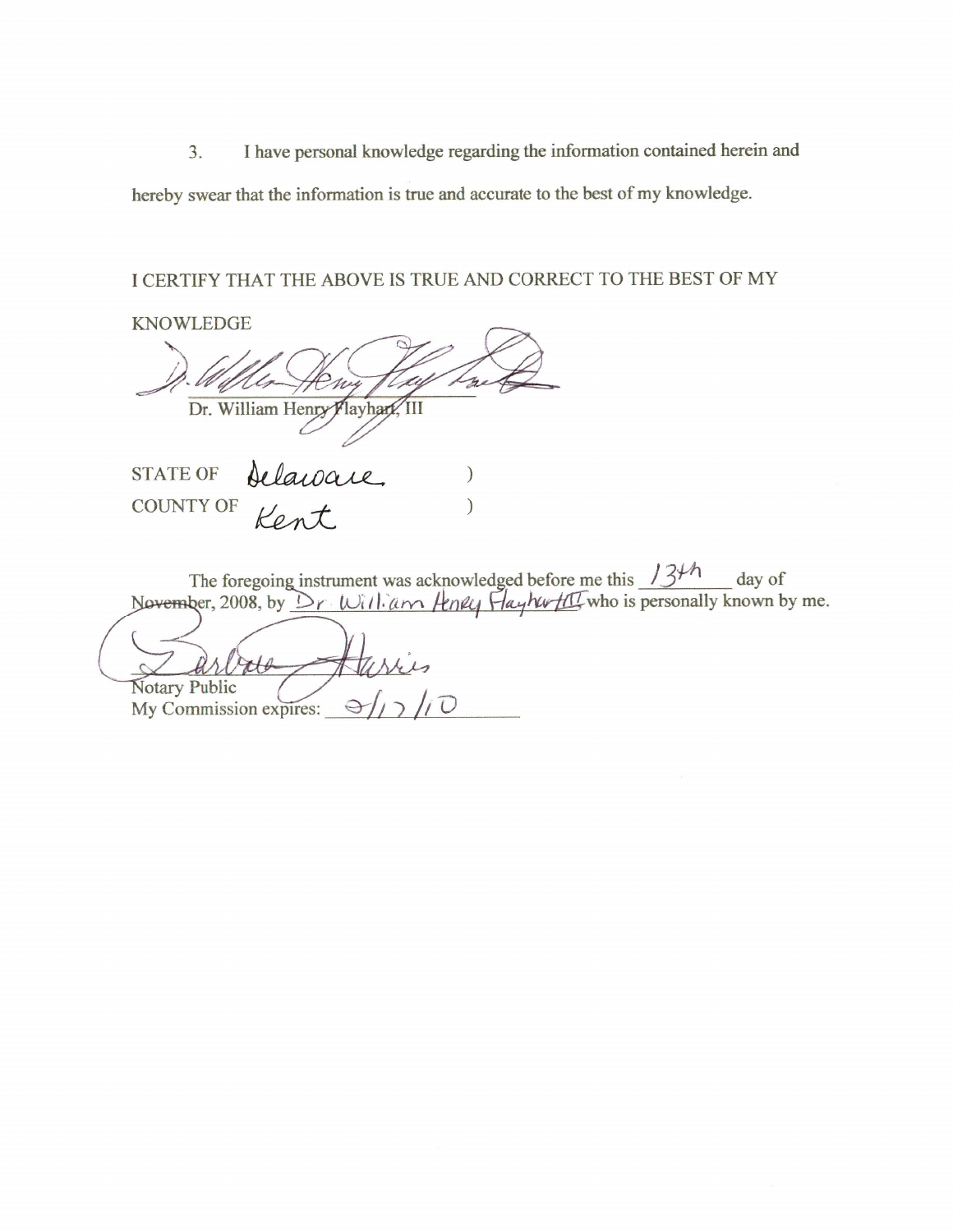3. I have personal knowledge regarding the information contained herein and hereby swear that the information is true and accurate to the best of my knowledge.

I CERTIFY THAT THE ABOVE IS TRUE AND CORRECT TO THE BEST OF MY KNOWLEDGE

Dr. William Henry Flayhart, III

STATE OF Delaware )
COUNTY OF Kent )

The foregoing instrument was acknowledged before me this 13th day of November, 2008, by Dr. William Henry Flayhart III who is personally known by me.

Barbara Harris
Notary Public
My Commission expires: 2/17/10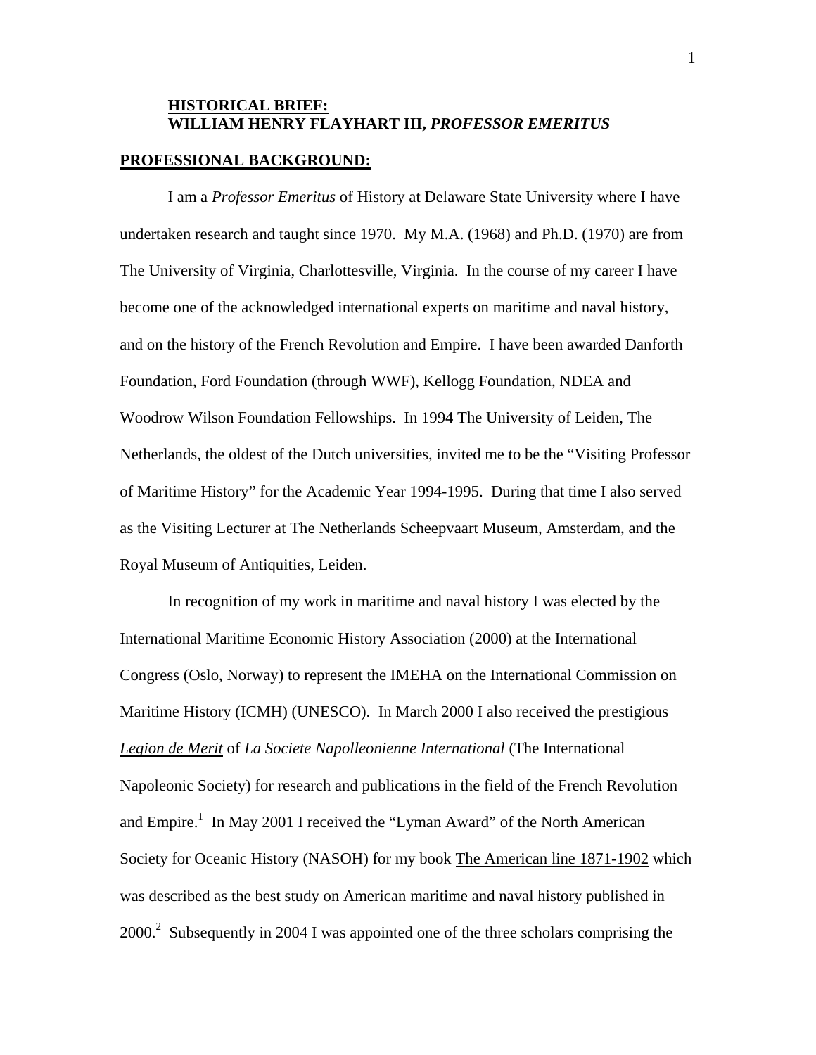**HISTORICAL BRIEF:**
**WILLIAM HENRY FLAYHART III, *PROFESSOR EMERITUS***

**PROFESSIONAL BACKGROUND:**

I am a *Professor Emeritus* of History at Delaware State University where I have undertaken research and taught since 1970. My M.A. (1968) and Ph.D. (1970) are from The University of Virginia, Charlottesville, Virginia. In the course of my career I have become one of the acknowledged international experts on maritime and naval history, and on the history of the French Revolution and Empire. I have been awarded Danforth Foundation, Ford Foundation (through WWF), Kellogg Foundation, NDEA and Woodrow Wilson Foundation Fellowships. In 1994 The University of Leiden, The Netherlands, the oldest of the Dutch universities, invited me to be the "Visiting Professor of Maritime History" for the Academic Year 1994-1995. During that time I also served as the Visiting Lecturer at The Netherlands Scheepvaart Museum, Amsterdam, and the Royal Museum of Antiquities, Leiden.

In recognition of my work in maritime and naval history I was elected by the International Maritime Economic History Association (2000) at the International Congress (Oslo, Norway) to represent the IMEHA on the International Commission on Maritime History (ICMH) (UNESCO). In March 2000 I also received the prestigious ***Legion de Merit*** of *La Societe Napolleonienne International* (The International Napoleonic Society) for research and publications in the field of the French Revolution and Empire.[1] In May 2001 I received the "Lyman Award" of the North American Society for Oceanic History (NASOH) for my book The American line 1871-1902 which was described as the best study on American maritime and naval history published in 2000.[2] Subsequently in 2004 I was appointed one of the three scholars comprising the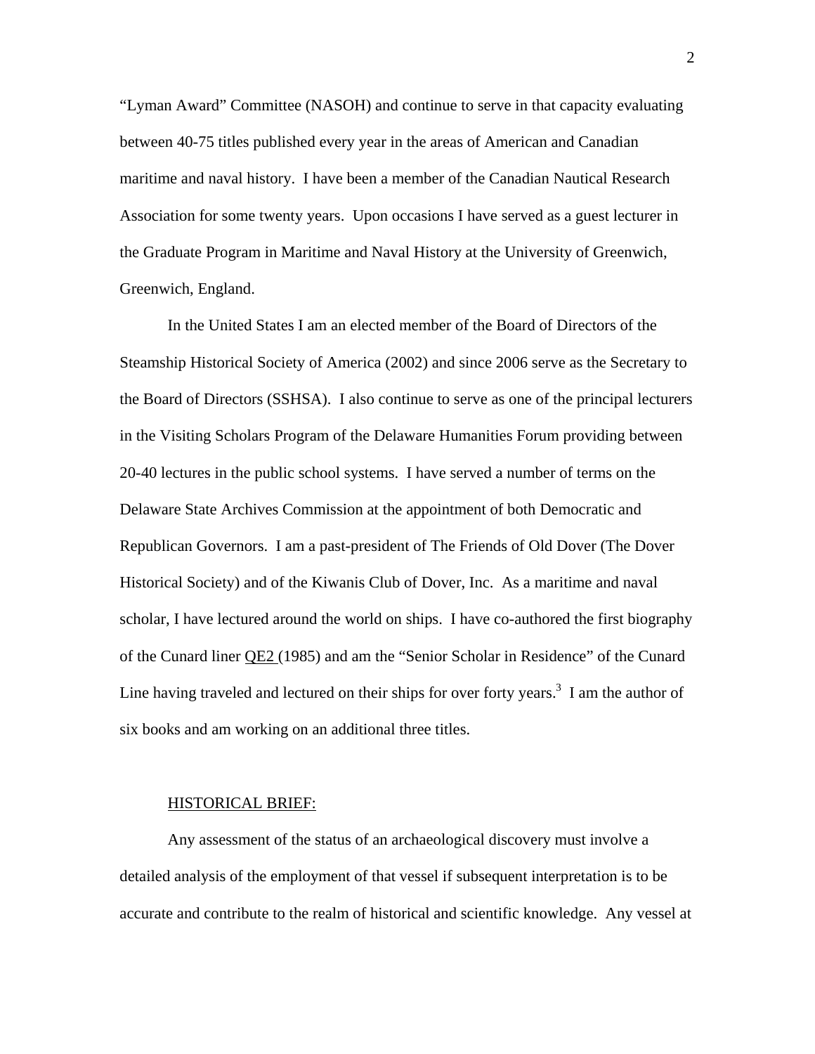"Lyman Award" Committee (NASOH) and continue to serve in that capacity evaluating between 40-75 titles published every year in the areas of American and Canadian maritime and naval history. I have been a member of the Canadian Nautical Research Association for some twenty years. Upon occasions I have served as a guest lecturer in the Graduate Program in Maritime and Naval History at the University of Greenwich, Greenwich, England.

In the United States I am an elected member of the Board of Directors of the Steamship Historical Society of America (2002) and since 2006 serve as the Secretary to the Board of Directors (SSHSA). I also continue to serve as one of the principal lecturers in the Visiting Scholars Program of the Delaware Humanities Forum providing between 20-40 lectures in the public school systems. I have served a number of terms on the Delaware State Archives Commission at the appointment of both Democratic and Republican Governors. I am a past-president of The Friends of Old Dover (The Dover Historical Society) and of the Kiwanis Club of Dover, Inc. As a maritime and naval scholar, I have lectured around the world on ships. I have co-authored the first biography of the Cunard liner <u>QE2</u> (1985) and am the "Senior Scholar in Residence" of the Cunard Line having traveled and lectured on their ships for over forty years.[3] I am the author of six books and am working on an additional three titles.

<u>HISTORICAL BRIEF:</u>

Any assessment of the status of an archaeological discovery must involve a detailed analysis of the employment of that vessel if subsequent interpretation is to be accurate and contribute to the realm of historical and scientific knowledge. Any vessel at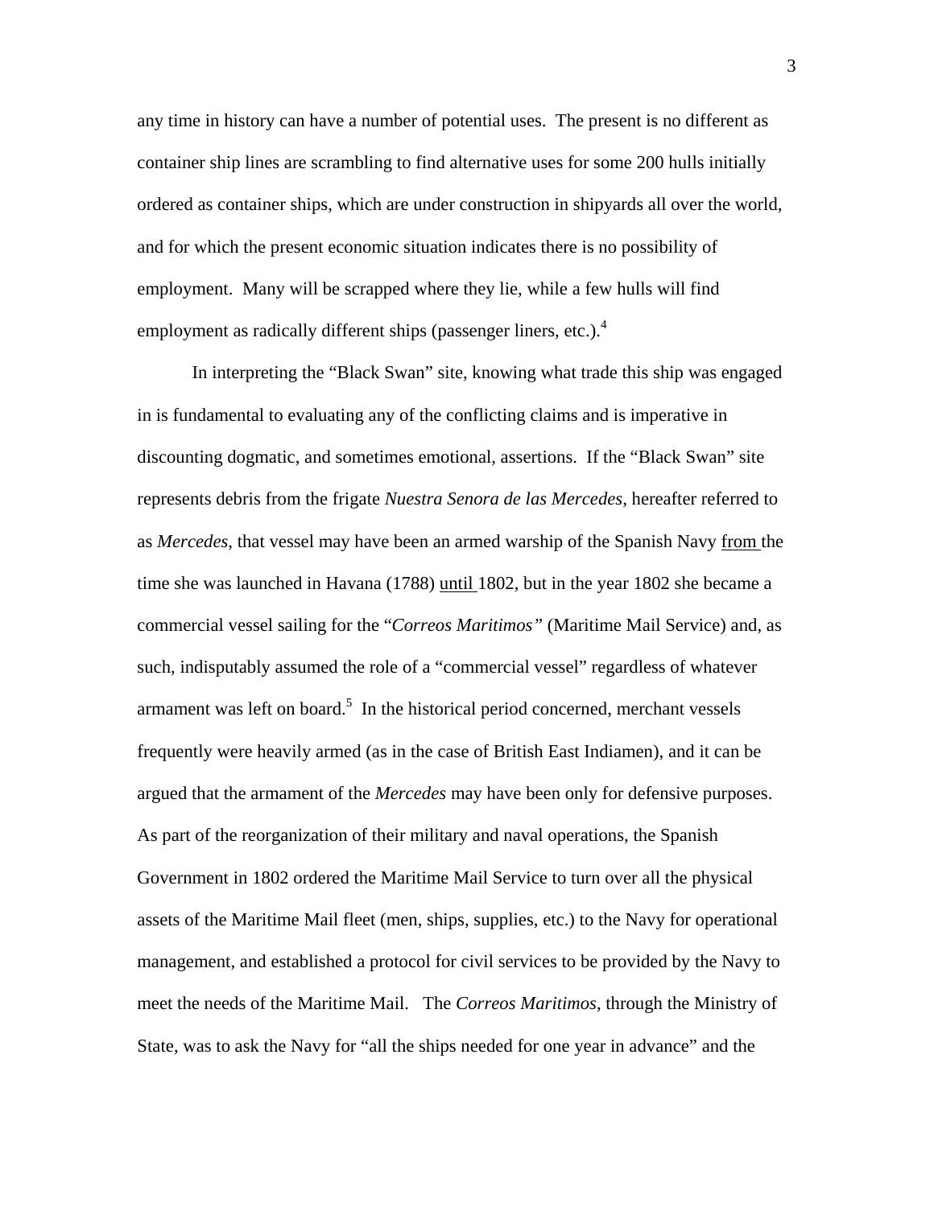any time in history can have a number of potential uses. The present is no different as container ship lines are scrambling to find alternative uses for some 200 hulls initially ordered as container ships, which are under construction in shipyards all over the world, and for which the present economic situation indicates there is no possibility of employment. Many will be scrapped where they lie, while a few hulls will find employment as radically different ships (passenger liners, etc.).[4]

In interpreting the "Black Swan" site, knowing what trade this ship was engaged in is fundamental to evaluating any of the conflicting claims and is imperative in discounting dogmatic, and sometimes emotional, assertions. If the "Black Swan" site represents debris from the frigate *Nuestra Senora de las Mercedes*, hereafter referred to as *Mercedes*, that vessel may have been an armed warship of the Spanish Navy <u>from</u> the time she was launched in Havana (1788) <u>until</u> 1802, but in the year 1802 she became a commercial vessel sailing for the "*Correos Maritimos"* (Maritime Mail Service) and, as such, indisputably assumed the role of a "commercial vessel" regardless of whatever armament was left on board.[5] In the historical period concerned, merchant vessels frequently were heavily armed (as in the case of British East Indiamen), and it can be argued that the armament of the *Mercedes* may have been only for defensive purposes. As part of the reorganization of their military and naval operations, the Spanish Government in 1802 ordered the Maritime Mail Service to turn over all the physical assets of the Maritime Mail fleet (men, ships, supplies, etc.) to the Navy for operational management, and established a protocol for civil services to be provided by the Navy to meet the needs of the Maritime Mail. The *Correos Maritimos*, through the Ministry of State, was to ask the Navy for "all the ships needed for one year in advance" and the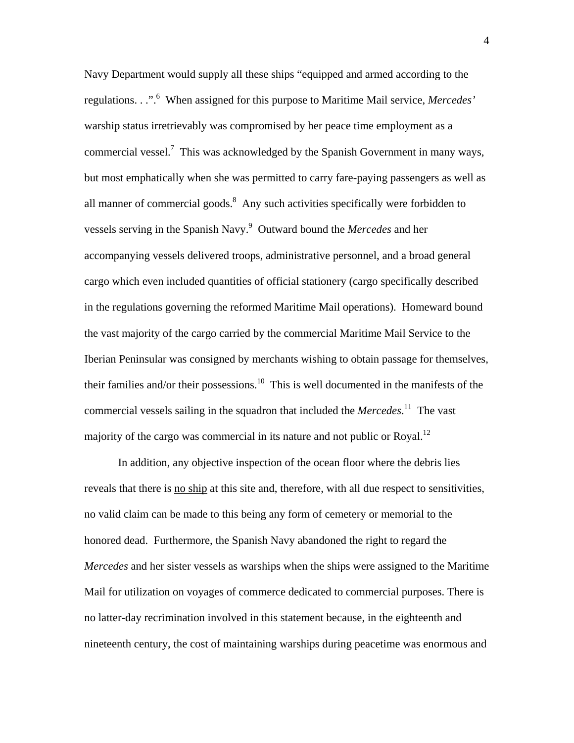Navy Department would supply all these ships "equipped and armed according to the regulations. . .".[6] When assigned for this purpose to Maritime Mail service, *Mercedes'* warship status irretrievably was compromised by her peace time employment as a commercial vessel.[7] This was acknowledged by the Spanish Government in many ways, but most emphatically when she was permitted to carry fare-paying passengers as well as all manner of commercial goods.[8] Any such activities specifically were forbidden to vessels serving in the Spanish Navy.[9] Outward bound the *Mercedes* and her accompanying vessels delivered troops, administrative personnel, and a broad general cargo which even included quantities of official stationery (cargo specifically described in the regulations governing the reformed Maritime Mail operations). Homeward bound the vast majority of the cargo carried by the commercial Maritime Mail Service to the Iberian Peninsular was consigned by merchants wishing to obtain passage for themselves, their families and/or their possessions.[10] This is well documented in the manifests of the commercial vessels sailing in the squadron that included the *Mercedes*.[11] The vast majority of the cargo was commercial in its nature and not public or Royal.[12]

In addition, any objective inspection of the ocean floor where the debris lies reveals that there is <u>no ship</u> at this site and, therefore, with all due respect to sensitivities, no valid claim can be made to this being any form of cemetery or memorial to the honored dead. Furthermore, the Spanish Navy abandoned the right to regard the *Mercedes* and her sister vessels as warships when the ships were assigned to the Maritime Mail for utilization on voyages of commerce dedicated to commercial purposes. There is no latter-day recrimination involved in this statement because, in the eighteenth and nineteenth century, the cost of maintaining warships during peacetime was enormous and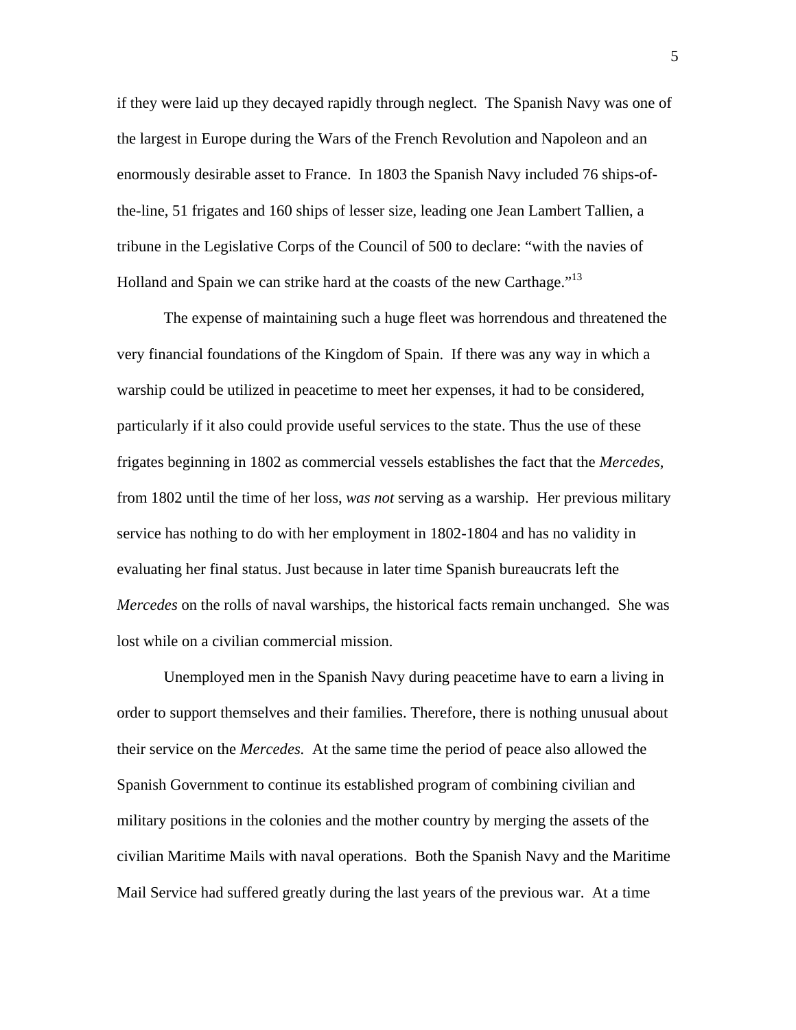if they were laid up they decayed rapidly through neglect. The Spanish Navy was one of the largest in Europe during the Wars of the French Revolution and Napoleon and an enormously desirable asset to France. In 1803 the Spanish Navy included 76 ships-of-the-line, 51 frigates and 160 ships of lesser size, leading one Jean Lambert Tallien, a tribune in the Legislative Corps of the Council of 500 to declare: "with the navies of Holland and Spain we can strike hard at the coasts of the new Carthage."[13]

The expense of maintaining such a huge fleet was horrendous and threatened the very financial foundations of the Kingdom of Spain. If there was any way in which a warship could be utilized in peacetime to meet her expenses, it had to be considered, particularly if it also could provide useful services to the state. Thus the use of these frigates beginning in 1802 as commercial vessels establishes the fact that the *Mercedes*, from 1802 until the time of her loss, *was not* serving as a warship. Her previous military service has nothing to do with her employment in 1802-1804 and has no validity in evaluating her final status. Just because in later time Spanish bureaucrats left the *Mercedes* on the rolls of naval warships, the historical facts remain unchanged. She was lost while on a civilian commercial mission.

Unemployed men in the Spanish Navy during peacetime have to earn a living in order to support themselves and their families. Therefore, there is nothing unusual about their service on the *Mercedes.* At the same time the period of peace also allowed the Spanish Government to continue its established program of combining civilian and military positions in the colonies and the mother country by merging the assets of the civilian Maritime Mails with naval operations. Both the Spanish Navy and the Maritime Mail Service had suffered greatly during the last years of the previous war. At a time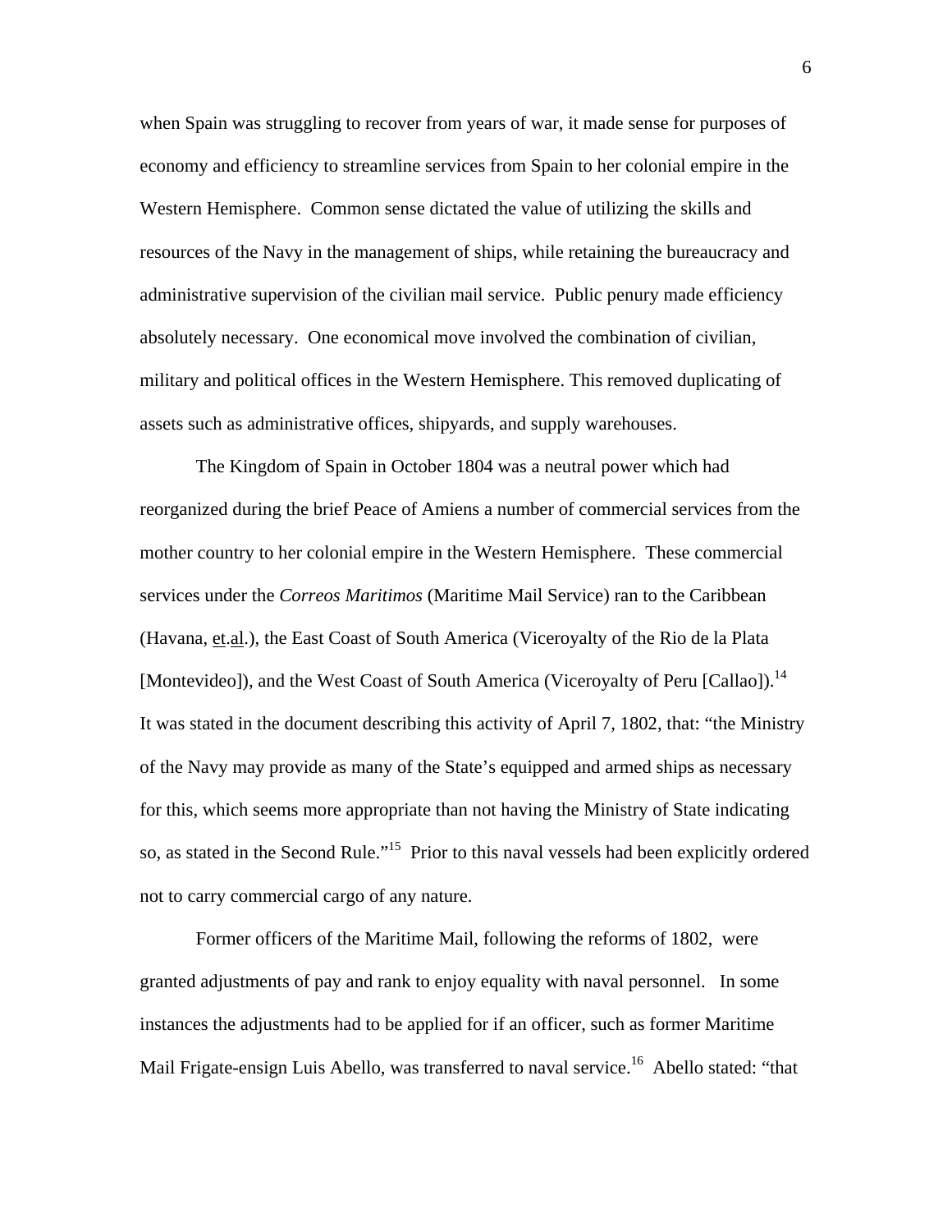when Spain was struggling to recover from years of war, it made sense for purposes of economy and efficiency to streamline services from Spain to her colonial empire in the Western Hemisphere. Common sense dictated the value of utilizing the skills and resources of the Navy in the management of ships, while retaining the bureaucracy and administrative supervision of the civilian mail service. Public penury made efficiency absolutely necessary. One economical move involved the combination of civilian, military and political offices in the Western Hemisphere. This removed duplicating of assets such as administrative offices, shipyards, and supply warehouses.

The Kingdom of Spain in October 1804 was a neutral power which had reorganized during the brief Peace of Amiens a number of commercial services from the mother country to her colonial empire in the Western Hemisphere. These commercial services under the *Correos Maritimos* (Maritime Mail Service) ran to the Caribbean (Havana, et.al.), the East Coast of South America (Viceroyalty of the Rio de la Plata [Montevideo]), and the West Coast of South America (Viceroyalty of Peru [Callao]).[14] It was stated in the document describing this activity of April 7, 1802, that: "the Ministry of the Navy may provide as many of the State's equipped and armed ships as necessary for this, which seems more appropriate than not having the Ministry of State indicating so, as stated in the Second Rule."[15] Prior to this naval vessels had been explicitly ordered not to carry commercial cargo of any nature.

Former officers of the Maritime Mail, following the reforms of 1802, were granted adjustments of pay and rank to enjoy equality with naval personnel. In some instances the adjustments had to be applied for if an officer, such as former Maritime Mail Frigate-ensign Luis Abello, was transferred to naval service.[16] Abello stated: "that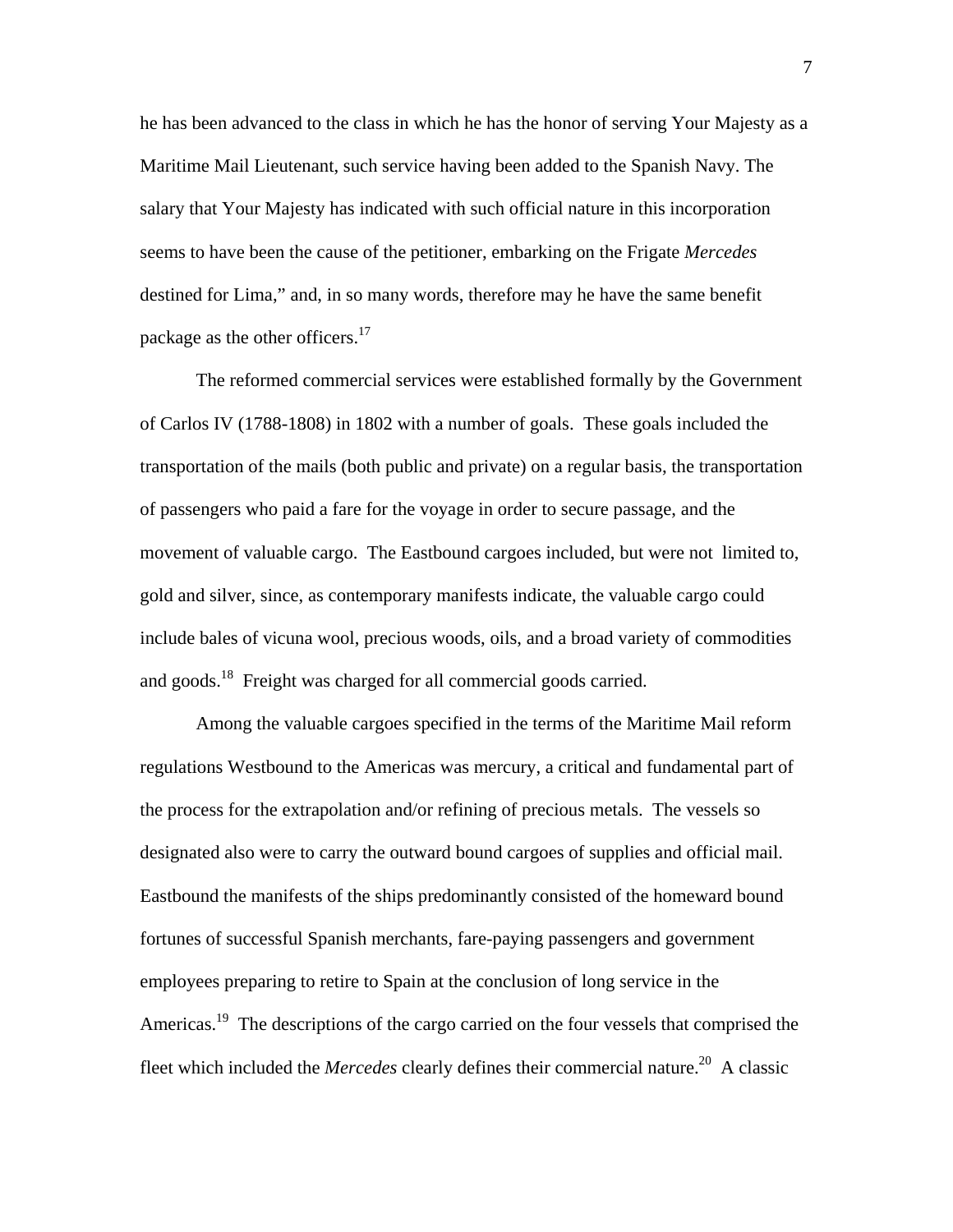he has been advanced to the class in which he has the honor of serving Your Majesty as a Maritime Mail Lieutenant, such service having been added to the Spanish Navy. The salary that Your Majesty has indicated with such official nature in this incorporation seems to have been the cause of the petitioner, embarking on the Frigate *Mercedes* destined for Lima," and, in so many words, therefore may he have the same benefit package as the other officers.[17]

The reformed commercial services were established formally by the Government of Carlos IV (1788-1808) in 1802 with a number of goals. These goals included the transportation of the mails (both public and private) on a regular basis, the transportation of passengers who paid a fare for the voyage in order to secure passage, and the movement of valuable cargo. The Eastbound cargoes included, but were not limited to, gold and silver, since, as contemporary manifests indicate, the valuable cargo could include bales of vicuna wool, precious woods, oils, and a broad variety of commodities and goods.[18] Freight was charged for all commercial goods carried.

Among the valuable cargoes specified in the terms of the Maritime Mail reform regulations Westbound to the Americas was mercury, a critical and fundamental part of the process for the extrapolation and/or refining of precious metals. The vessels so designated also were to carry the outward bound cargoes of supplies and official mail. Eastbound the manifests of the ships predominantly consisted of the homeward bound fortunes of successful Spanish merchants, fare-paying passengers and government employees preparing to retire to Spain at the conclusion of long service in the Americas.[19] The descriptions of the cargo carried on the four vessels that comprised the fleet which included the *Mercedes* clearly defines their commercial nature.[20] A classic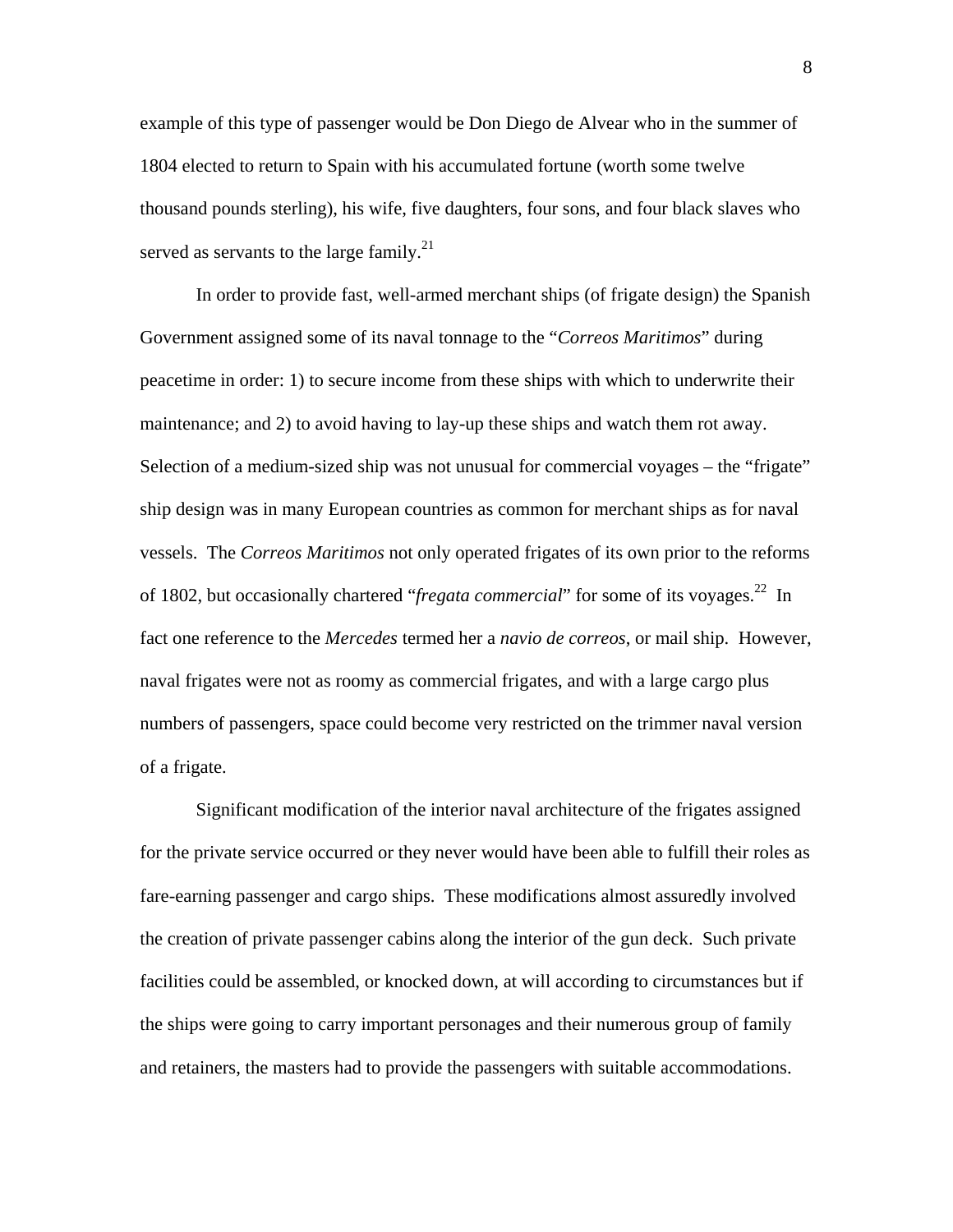example of this type of passenger would be Don Diego de Alvear who in the summer of 1804 elected to return to Spain with his accumulated fortune (worth some twelve thousand pounds sterling), his wife, five daughters, four sons, and four black slaves who served as servants to the large family.[21]

In order to provide fast, well-armed merchant ships (of frigate design) the Spanish Government assigned some of its naval tonnage to the "*Correos Maritimos*" during peacetime in order: 1) to secure income from these ships with which to underwrite their maintenance; and 2) to avoid having to lay-up these ships and watch them rot away. Selection of a medium-sized ship was not unusual for commercial voyages – the "frigate" ship design was in many European countries as common for merchant ships as for naval vessels. The *Correos Maritimos* not only operated frigates of its own prior to the reforms of 1802, but occasionally chartered "*fregata commercial*" for some of its voyages.[22] In fact one reference to the *Mercedes* termed her a *navio de correos*, or mail ship. However, naval frigates were not as roomy as commercial frigates, and with a large cargo plus numbers of passengers, space could become very restricted on the trimmer naval version of a frigate.

Significant modification of the interior naval architecture of the frigates assigned for the private service occurred or they never would have been able to fulfill their roles as fare-earning passenger and cargo ships. These modifications almost assuredly involved the creation of private passenger cabins along the interior of the gun deck. Such private facilities could be assembled, or knocked down, at will according to circumstances but if the ships were going to carry important personages and their numerous group of family and retainers, the masters had to provide the passengers with suitable accommodations.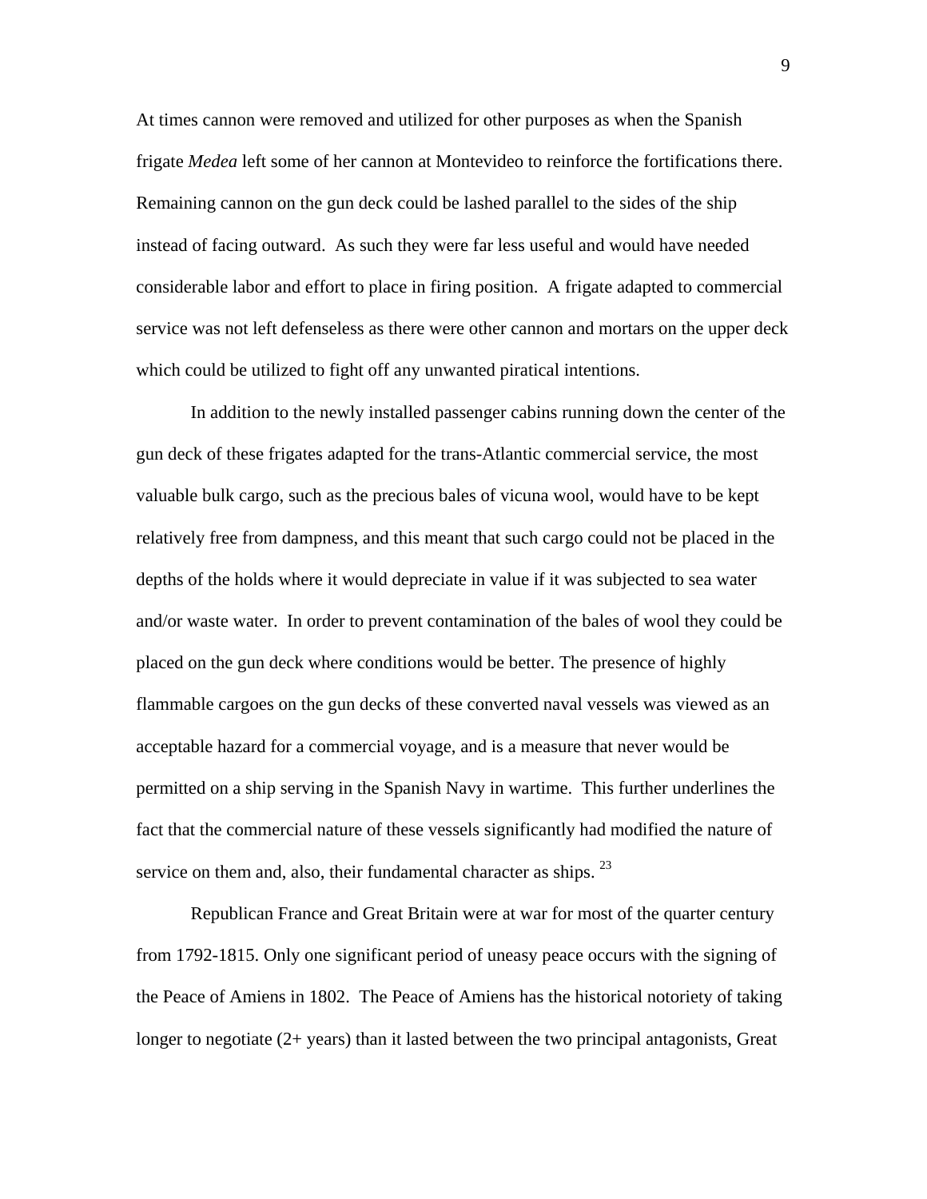At times cannon were removed and utilized for other purposes as when the Spanish frigate *Medea* left some of her cannon at Montevideo to reinforce the fortifications there. Remaining cannon on the gun deck could be lashed parallel to the sides of the ship instead of facing outward. As such they were far less useful and would have needed considerable labor and effort to place in firing position. A frigate adapted to commercial service was not left defenseless as there were other cannon and mortars on the upper deck which could be utilized to fight off any unwanted piratical intentions.

In addition to the newly installed passenger cabins running down the center of the gun deck of these frigates adapted for the trans-Atlantic commercial service, the most valuable bulk cargo, such as the precious bales of vicuna wool, would have to be kept relatively free from dampness, and this meant that such cargo could not be placed in the depths of the holds where it would depreciate in value if it was subjected to sea water and/or waste water. In order to prevent contamination of the bales of wool they could be placed on the gun deck where conditions would be better. The presence of highly flammable cargoes on the gun decks of these converted naval vessels was viewed as an acceptable hazard for a commercial voyage, and is a measure that never would be permitted on a ship serving in the Spanish Navy in wartime. This further underlines the fact that the commercial nature of these vessels significantly had modified the nature of service on them and, also, their fundamental character as ships. [23]

Republican France and Great Britain were at war for most of the quarter century from 1792-1815. Only one significant period of uneasy peace occurs with the signing of the Peace of Amiens in 1802. The Peace of Amiens has the historical notoriety of taking longer to negotiate (2+ years) than it lasted between the two principal antagonists, Great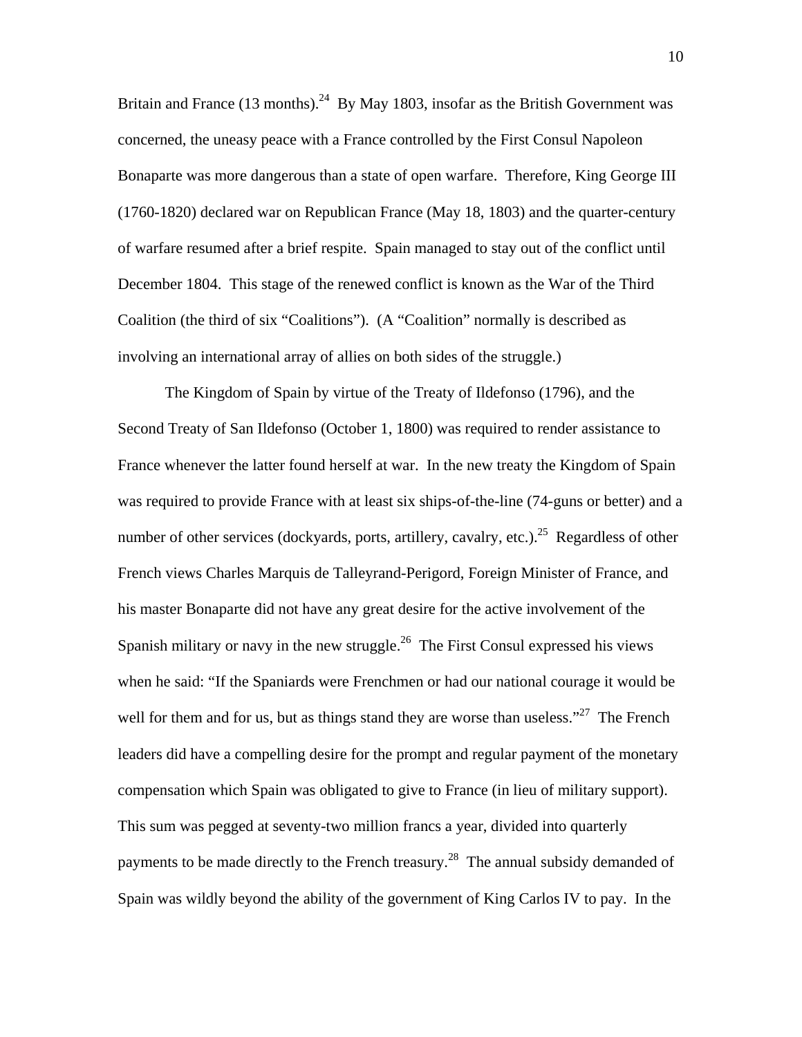Britain and France (13 months).[24] By May 1803, insofar as the British Government was concerned, the uneasy peace with a France controlled by the First Consul Napoleon Bonaparte was more dangerous than a state of open warfare. Therefore, King George III (1760-1820) declared war on Republican France (May 18, 1803) and the quarter-century of warfare resumed after a brief respite. Spain managed to stay out of the conflict until December 1804. This stage of the renewed conflict is known as the War of the Third Coalition (the third of six "Coalitions"). (A "Coalition" normally is described as involving an international array of allies on both sides of the struggle.)

The Kingdom of Spain by virtue of the Treaty of Ildefonso (1796), and the Second Treaty of San Ildefonso (October 1, 1800) was required to render assistance to France whenever the latter found herself at war. In the new treaty the Kingdom of Spain was required to provide France with at least six ships-of-the-line (74-guns or better) and a number of other services (dockyards, ports, artillery, cavalry, etc.).[25] Regardless of other French views Charles Marquis de Talleyrand-Perigord, Foreign Minister of France, and his master Bonaparte did not have any great desire for the active involvement of the Spanish military or navy in the new struggle.[26] The First Consul expressed his views when he said: "If the Spaniards were Frenchmen or had our national courage it would be well for them and for us, but as things stand they are worse than useless."[27] The French leaders did have a compelling desire for the prompt and regular payment of the monetary compensation which Spain was obligated to give to France (in lieu of military support). This sum was pegged at seventy-two million francs a year, divided into quarterly payments to be made directly to the French treasury.[28] The annual subsidy demanded of Spain was wildly beyond the ability of the government of King Carlos IV to pay. In the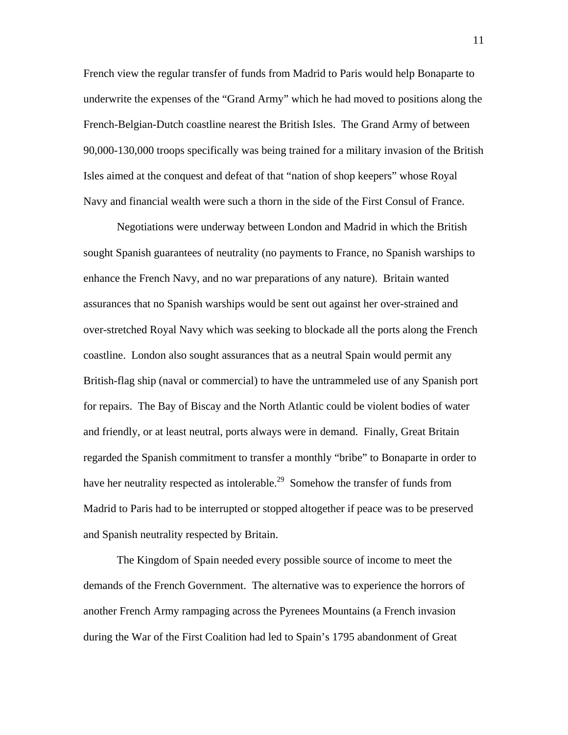French view the regular transfer of funds from Madrid to Paris would help Bonaparte to underwrite the expenses of the "Grand Army" which he had moved to positions along the French-Belgian-Dutch coastline nearest the British Isles. The Grand Army of between 90,000-130,000 troops specifically was being trained for a military invasion of the British Isles aimed at the conquest and defeat of that "nation of shop keepers" whose Royal Navy and financial wealth were such a thorn in the side of the First Consul of France.

Negotiations were underway between London and Madrid in which the British sought Spanish guarantees of neutrality (no payments to France, no Spanish warships to enhance the French Navy, and no war preparations of any nature). Britain wanted assurances that no Spanish warships would be sent out against her over-strained and over-stretched Royal Navy which was seeking to blockade all the ports along the French coastline. London also sought assurances that as a neutral Spain would permit any British-flag ship (naval or commercial) to have the untrammeled use of any Spanish port for repairs. The Bay of Biscay and the North Atlantic could be violent bodies of water and friendly, or at least neutral, ports always were in demand. Finally, Great Britain regarded the Spanish commitment to transfer a monthly "bribe" to Bonaparte in order to have her neutrality respected as intolerable.[29] Somehow the transfer of funds from Madrid to Paris had to be interrupted or stopped altogether if peace was to be preserved and Spanish neutrality respected by Britain.

The Kingdom of Spain needed every possible source of income to meet the demands of the French Government. The alternative was to experience the horrors of another French Army rampaging across the Pyrenees Mountains (a French invasion during the War of the First Coalition had led to Spain's 1795 abandonment of Great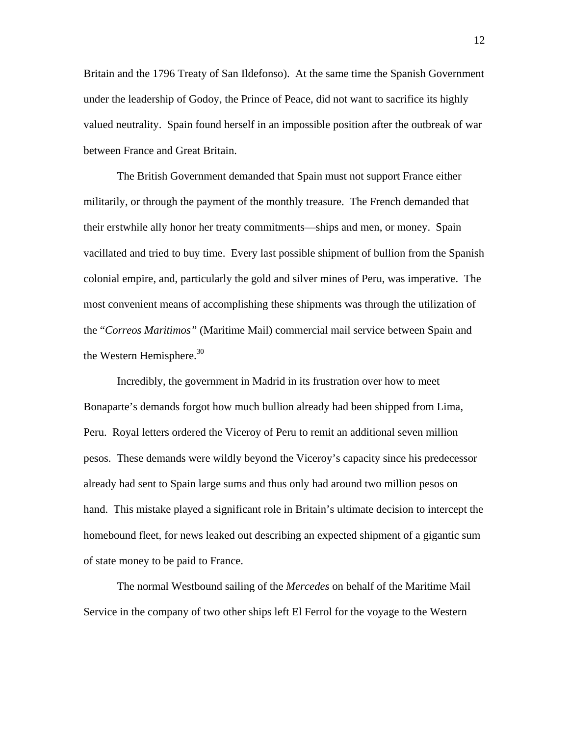Britain and the 1796 Treaty of San Ildefonso). At the same time the Spanish Government under the leadership of Godoy, the Prince of Peace, did not want to sacrifice its highly valued neutrality. Spain found herself in an impossible position after the outbreak of war between France and Great Britain.

The British Government demanded that Spain must not support France either militarily, or through the payment of the monthly treasure. The French demanded that their erstwhile ally honor her treaty commitments—ships and men, or money. Spain vacillated and tried to buy time. Every last possible shipment of bullion from the Spanish colonial empire, and, particularly the gold and silver mines of Peru, was imperative. The most convenient means of accomplishing these shipments was through the utilization of the "*Correos Maritimos"* (Maritime Mail) commercial mail service between Spain and the Western Hemisphere.[30]

Incredibly, the government in Madrid in its frustration over how to meet Bonaparte's demands forgot how much bullion already had been shipped from Lima, Peru. Royal letters ordered the Viceroy of Peru to remit an additional seven million pesos. These demands were wildly beyond the Viceroy's capacity since his predecessor already had sent to Spain large sums and thus only had around two million pesos on hand. This mistake played a significant role in Britain's ultimate decision to intercept the homebound fleet, for news leaked out describing an expected shipment of a gigantic sum of state money to be paid to France.

The normal Westbound sailing of the *Mercedes* on behalf of the Maritime Mail Service in the company of two other ships left El Ferrol for the voyage to the Western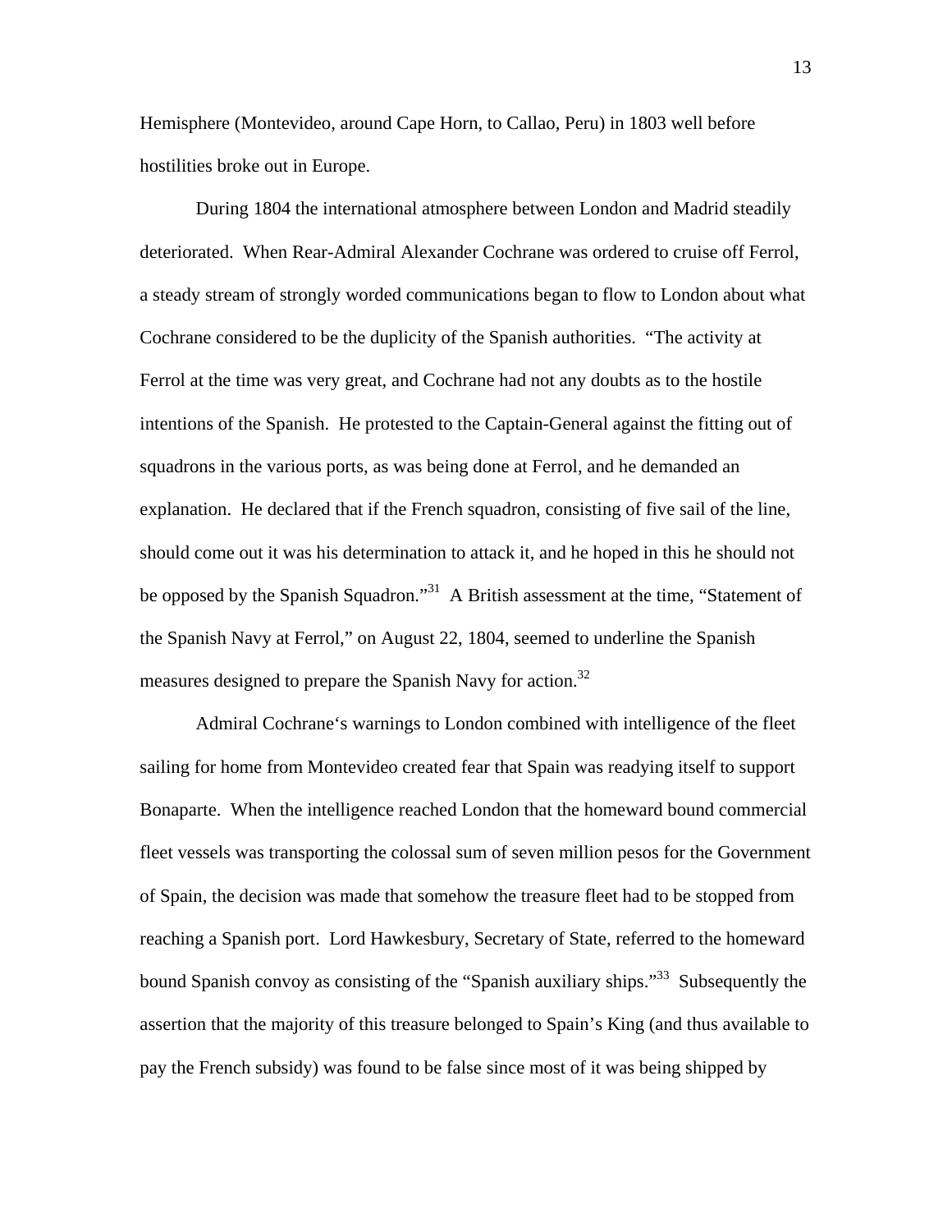Hemisphere (Montevideo, around Cape Horn, to Callao, Peru) in 1803 well before hostilities broke out in Europe.

During 1804 the international atmosphere between London and Madrid steadily deteriorated. When Rear-Admiral Alexander Cochrane was ordered to cruise off Ferrol, a steady stream of strongly worded communications began to flow to London about what Cochrane considered to be the duplicity of the Spanish authorities. "The activity at Ferrol at the time was very great, and Cochrane had not any doubts as to the hostile intentions of the Spanish. He protested to the Captain-General against the fitting out of squadrons in the various ports, as was being done at Ferrol, and he demanded an explanation. He declared that if the French squadron, consisting of five sail of the line, should come out it was his determination to attack it, and he hoped in this he should not be opposed by the Spanish Squadron."[31] A British assessment at the time, "Statement of the Spanish Navy at Ferrol," on August 22, 1804, seemed to underline the Spanish measures designed to prepare the Spanish Navy for action.[32]

Admiral Cochrane's warnings to London combined with intelligence of the fleet sailing for home from Montevideo created fear that Spain was readying itself to support Bonaparte. When the intelligence reached London that the homeward bound commercial fleet vessels was transporting the colossal sum of seven million pesos for the Government of Spain, the decision was made that somehow the treasure fleet had to be stopped from reaching a Spanish port. Lord Hawkesbury, Secretary of State, referred to the homeward bound Spanish convoy as consisting of the "Spanish auxiliary ships."[33] Subsequently the assertion that the majority of this treasure belonged to Spain's King (and thus available to pay the French subsidy) was found to be false since most of it was being shipped by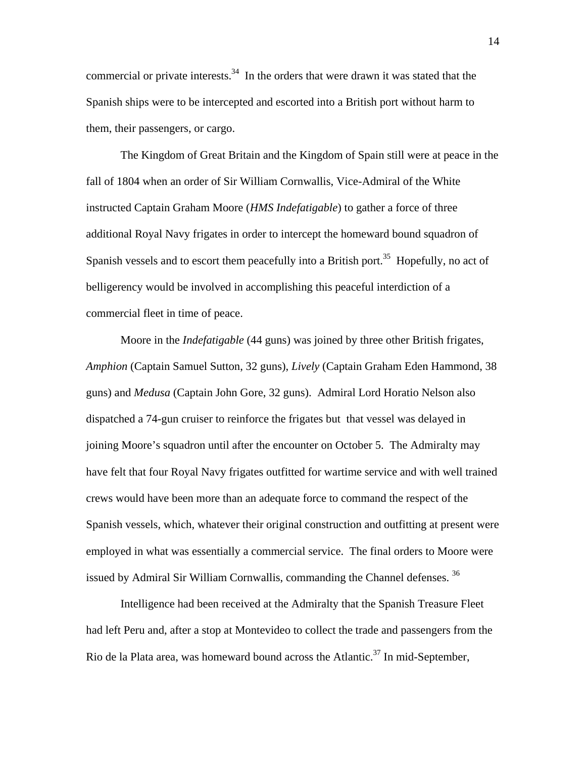commercial or private interests.[34] In the orders that were drawn it was stated that the Spanish ships were to be intercepted and escorted into a British port without harm to them, their passengers, or cargo.

The Kingdom of Great Britain and the Kingdom of Spain still were at peace in the fall of 1804 when an order of Sir William Cornwallis, Vice-Admiral of the White instructed Captain Graham Moore (*HMS Indefatigable*) to gather a force of three additional Royal Navy frigates in order to intercept the homeward bound squadron of Spanish vessels and to escort them peacefully into a British port.[35] Hopefully, no act of belligerency would be involved in accomplishing this peaceful interdiction of a commercial fleet in time of peace.

Moore in the *Indefatigable* (44 guns) was joined by three other British frigates, *Amphion* (Captain Samuel Sutton, 32 guns), *Lively* (Captain Graham Eden Hammond, 38 guns) and *Medusa* (Captain John Gore, 32 guns). Admiral Lord Horatio Nelson also dispatched a 74-gun cruiser to reinforce the frigates but that vessel was delayed in joining Moore's squadron until after the encounter on October 5. The Admiralty may have felt that four Royal Navy frigates outfitted for wartime service and with well trained crews would have been more than an adequate force to command the respect of the Spanish vessels, which, whatever their original construction and outfitting at present were employed in what was essentially a commercial service. The final orders to Moore were issued by Admiral Sir William Cornwallis, commanding the Channel defenses.[36]

Intelligence had been received at the Admiralty that the Spanish Treasure Fleet had left Peru and, after a stop at Montevideo to collect the trade and passengers from the Rio de la Plata area, was homeward bound across the Atlantic.[37] In mid-September,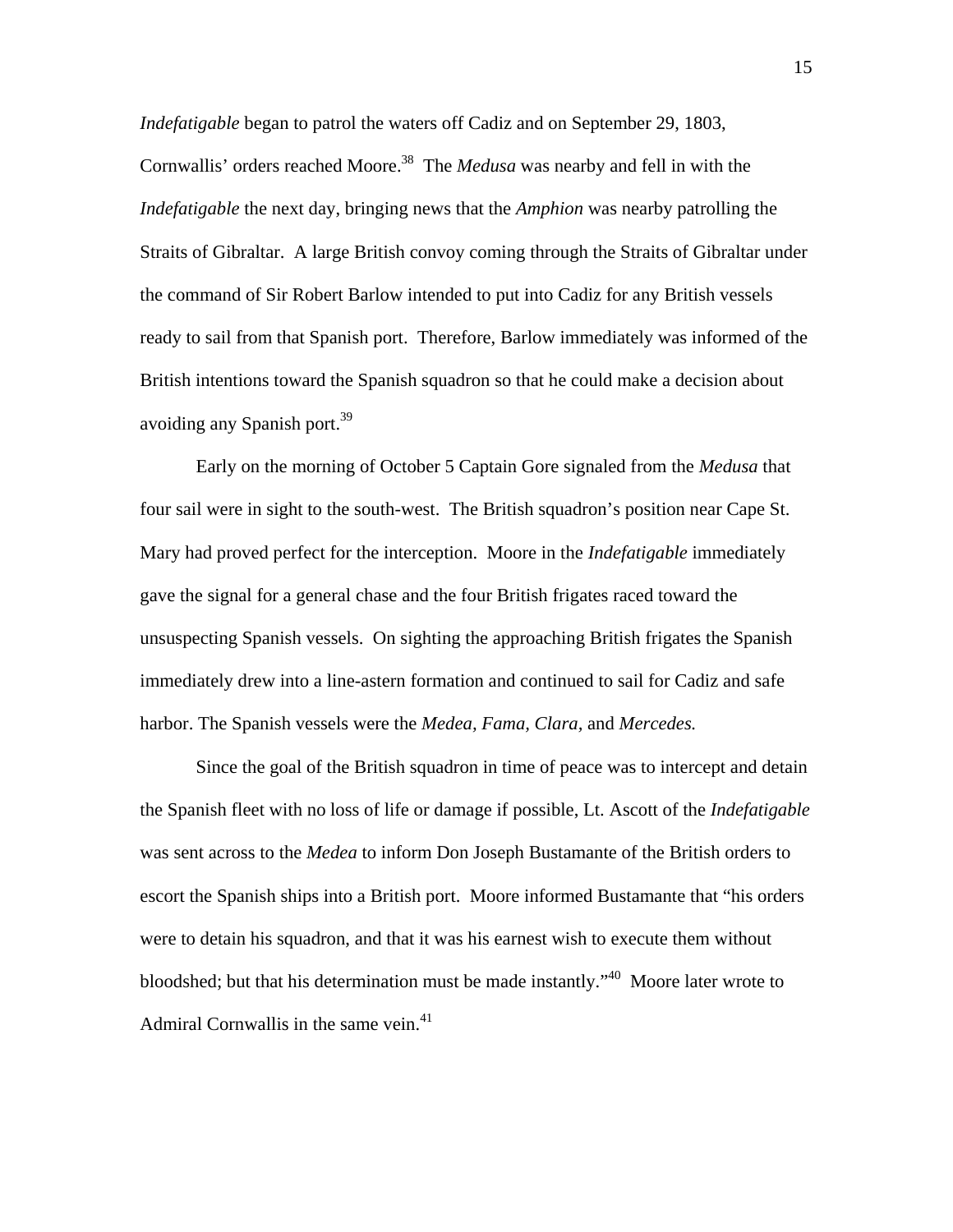*Indefatigable* began to patrol the waters off Cadiz and on September 29, 1803, Cornwallis' orders reached Moore.[38] The *Medusa* was nearby and fell in with the *Indefatigable* the next day, bringing news that the *Amphion* was nearby patrolling the Straits of Gibraltar. A large British convoy coming through the Straits of Gibraltar under the command of Sir Robert Barlow intended to put into Cadiz for any British vessels ready to sail from that Spanish port. Therefore, Barlow immediately was informed of the British intentions toward the Spanish squadron so that he could make a decision about avoiding any Spanish port.[39]

Early on the morning of October 5 Captain Gore signaled from the *Medusa* that four sail were in sight to the south-west. The British squadron's position near Cape St. Mary had proved perfect for the interception. Moore in the *Indefatigable* immediately gave the signal for a general chase and the four British frigates raced toward the unsuspecting Spanish vessels. On sighting the approaching British frigates the Spanish immediately drew into a line-astern formation and continued to sail for Cadiz and safe harbor. The Spanish vessels were the *Medea, Fama, Clara,* and *Mercedes.*

Since the goal of the British squadron in time of peace was to intercept and detain the Spanish fleet with no loss of life or damage if possible, Lt. Ascott of the *Indefatigable* was sent across to the *Medea* to inform Don Joseph Bustamante of the British orders to escort the Spanish ships into a British port. Moore informed Bustamante that "his orders were to detain his squadron, and that it was his earnest wish to execute them without bloodshed; but that his determination must be made instantly."[40] Moore later wrote to Admiral Cornwallis in the same vein.[41]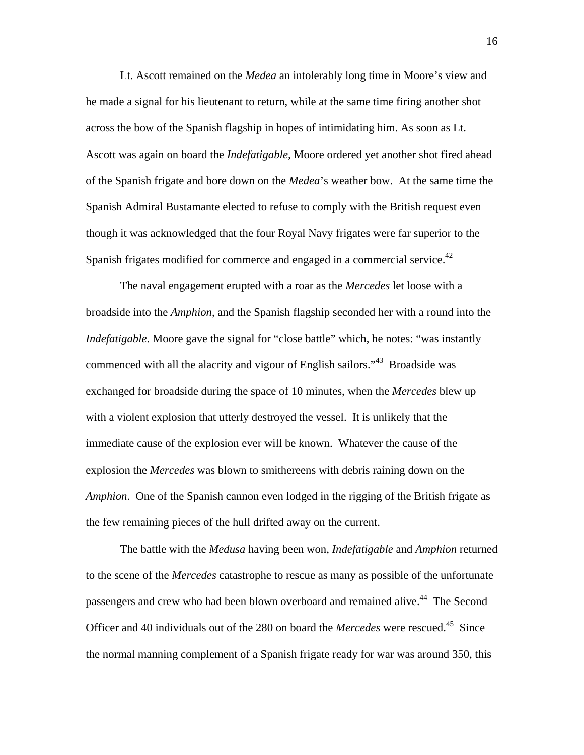Lt. Ascott remained on the *Medea* an intolerably long time in Moore's view and he made a signal for his lieutenant to return, while at the same time firing another shot across the bow of the Spanish flagship in hopes of intimidating him. As soon as Lt. Ascott was again on board the *Indefatigable*, Moore ordered yet another shot fired ahead of the Spanish frigate and bore down on the *Medea*'s weather bow. At the same time the Spanish Admiral Bustamante elected to refuse to comply with the British request even though it was acknowledged that the four Royal Navy frigates were far superior to the Spanish frigates modified for commerce and engaged in a commercial service.[42]

The naval engagement erupted with a roar as the *Mercedes* let loose with a broadside into the *Amphion*, and the Spanish flagship seconded her with a round into the *Indefatigable*. Moore gave the signal for "close battle" which, he notes: "was instantly commenced with all the alacrity and vigour of English sailors."[43] Broadside was exchanged for broadside during the space of 10 minutes, when the *Mercedes* blew up with a violent explosion that utterly destroyed the vessel. It is unlikely that the immediate cause of the explosion ever will be known. Whatever the cause of the explosion the *Mercedes* was blown to smithereens with debris raining down on the *Amphion*. One of the Spanish cannon even lodged in the rigging of the British frigate as the few remaining pieces of the hull drifted away on the current.

The battle with the *Medusa* having been won, *Indefatigable* and *Amphion* returned to the scene of the *Mercedes* catastrophe to rescue as many as possible of the unfortunate passengers and crew who had been blown overboard and remained alive.[44] The Second Officer and 40 individuals out of the 280 on board the *Mercedes* were rescued.[45] Since the normal manning complement of a Spanish frigate ready for war was around 350, this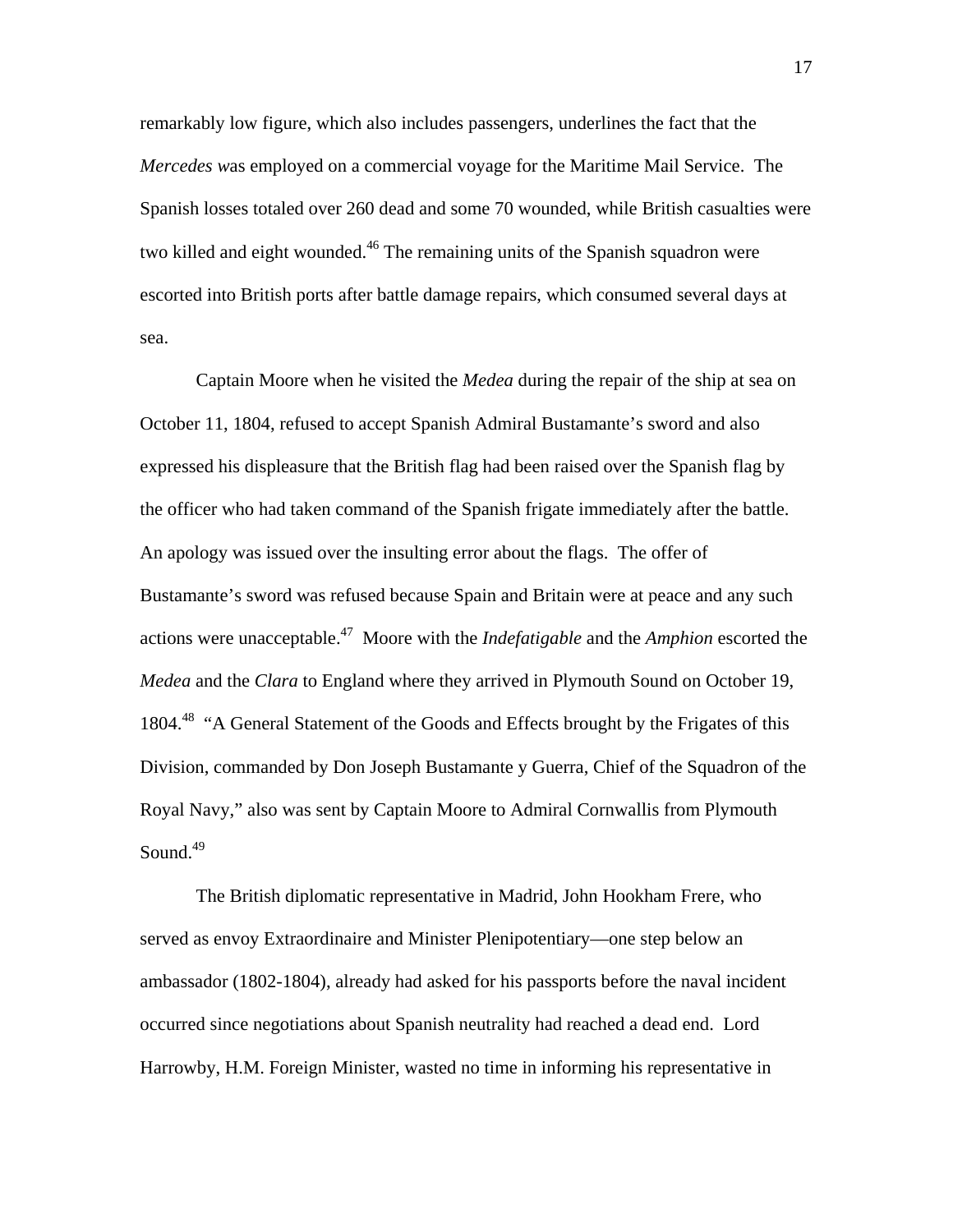remarkably low figure, which also includes passengers, underlines the fact that the *Mercedes w*as employed on a commercial voyage for the Maritime Mail Service. The Spanish losses totaled over 260 dead and some 70 wounded, while British casualties were two killed and eight wounded.[46] The remaining units of the Spanish squadron were escorted into British ports after battle damage repairs, which consumed several days at sea.

Captain Moore when he visited the *Medea* during the repair of the ship at sea on October 11, 1804, refused to accept Spanish Admiral Bustamante's sword and also expressed his displeasure that the British flag had been raised over the Spanish flag by the officer who had taken command of the Spanish frigate immediately after the battle. An apology was issued over the insulting error about the flags. The offer of Bustamante's sword was refused because Spain and Britain were at peace and any such actions were unacceptable.[47] Moore with the *Indefatigable* and the *Amphion* escorted the *Medea* and the *Clara* to England where they arrived in Plymouth Sound on October 19, 1804.[48] "A General Statement of the Goods and Effects brought by the Frigates of this Division, commanded by Don Joseph Bustamante y Guerra, Chief of the Squadron of the Royal Navy," also was sent by Captain Moore to Admiral Cornwallis from Plymouth Sound.[49]

The British diplomatic representative in Madrid, John Hookham Frere, who served as envoy Extraordinaire and Minister Plenipotentiary—one step below an ambassador (1802-1804), already had asked for his passports before the naval incident occurred since negotiations about Spanish neutrality had reached a dead end. Lord Harrowby, H.M. Foreign Minister, wasted no time in informing his representative in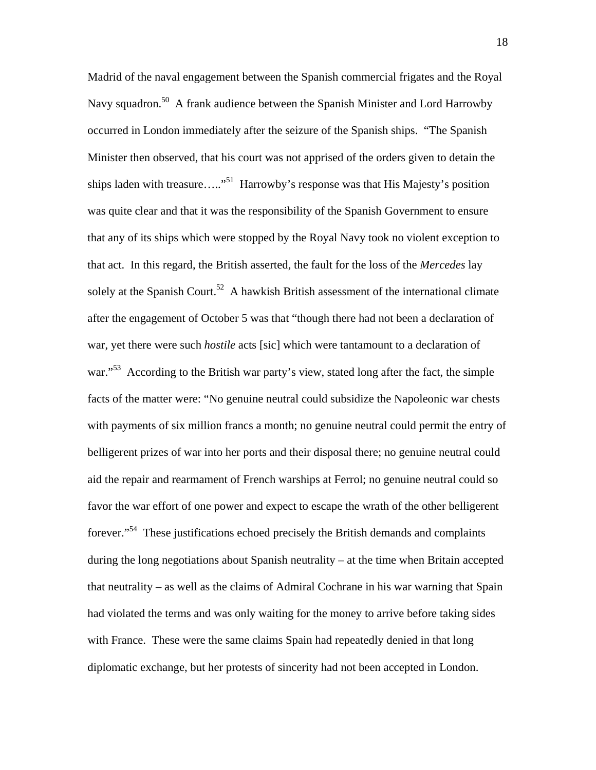Madrid of the naval engagement between the Spanish commercial frigates and the Royal Navy squadron.[50] A frank audience between the Spanish Minister and Lord Harrowby occurred in London immediately after the seizure of the Spanish ships. "The Spanish Minister then observed, that his court was not apprised of the orders given to detain the ships laden with treasure….."[51] Harrowby's response was that His Majesty's position was quite clear and that it was the responsibility of the Spanish Government to ensure that any of its ships which were stopped by the Royal Navy took no violent exception to that act. In this regard, the British asserted, the fault for the loss of the *Mercedes* lay solely at the Spanish Court.[52] A hawkish British assessment of the international climate after the engagement of October 5 was that "though there had not been a declaration of war, yet there were such *hostile* acts [sic] which were tantamount to a declaration of war."[53] According to the British war party's view, stated long after the fact, the simple facts of the matter were: "No genuine neutral could subsidize the Napoleonic war chests with payments of six million francs a month; no genuine neutral could permit the entry of belligerent prizes of war into her ports and their disposal there; no genuine neutral could aid the repair and rearmament of French warships at Ferrol; no genuine neutral could so favor the war effort of one power and expect to escape the wrath of the other belligerent forever."[54] These justifications echoed precisely the British demands and complaints during the long negotiations about Spanish neutrality – at the time when Britain accepted that neutrality – as well as the claims of Admiral Cochrane in his war warning that Spain had violated the terms and was only waiting for the money to arrive before taking sides with France. These were the same claims Spain had repeatedly denied in that long diplomatic exchange, but her protests of sincerity had not been accepted in London.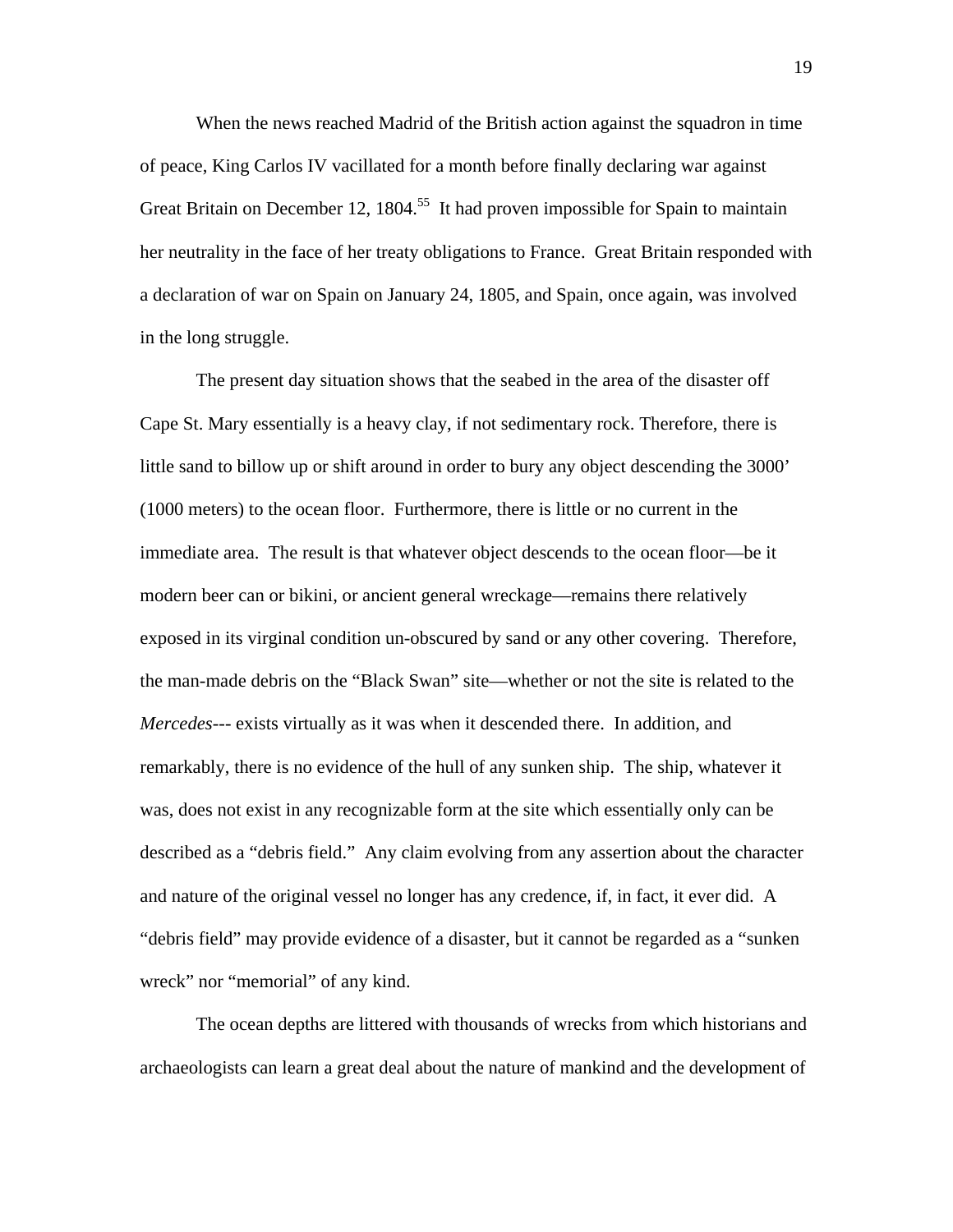When the news reached Madrid of the British action against the squadron in time of peace, King Carlos IV vacillated for a month before finally declaring war against Great Britain on December 12, 1804.[55] It had proven impossible for Spain to maintain her neutrality in the face of her treaty obligations to France. Great Britain responded with a declaration of war on Spain on January 24, 1805, and Spain, once again, was involved in the long struggle.

The present day situation shows that the seabed in the area of the disaster off Cape St. Mary essentially is a heavy clay, if not sedimentary rock. Therefore, there is little sand to billow up or shift around in order to bury any object descending the 3000' (1000 meters) to the ocean floor. Furthermore, there is little or no current in the immediate area. The result is that whatever object descends to the ocean floor—be it modern beer can or bikini, or ancient general wreckage—remains there relatively exposed in its virginal condition un-obscured by sand or any other covering. Therefore, the man-made debris on the "Black Swan" site—whether or not the site is related to the *Mercedes*--- exists virtually as it was when it descended there. In addition, and remarkably, there is no evidence of the hull of any sunken ship. The ship, whatever it was, does not exist in any recognizable form at the site which essentially only can be described as a "debris field." Any claim evolving from any assertion about the character and nature of the original vessel no longer has any credence, if, in fact, it ever did. A "debris field" may provide evidence of a disaster, but it cannot be regarded as a "sunken wreck" nor "memorial" of any kind.

The ocean depths are littered with thousands of wrecks from which historians and archaeologists can learn a great deal about the nature of mankind and the development of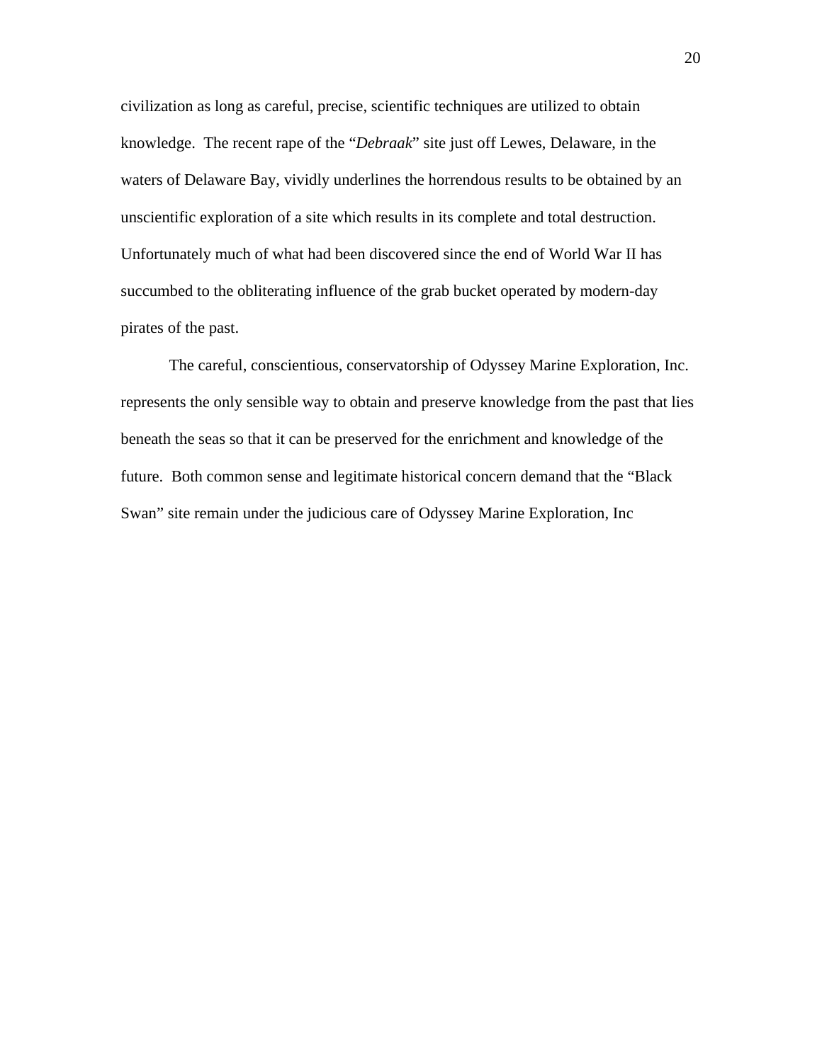civilization as long as careful, precise, scientific techniques are utilized to obtain knowledge. The recent rape of the "*Debraak*" site just off Lewes, Delaware, in the waters of Delaware Bay, vividly underlines the horrendous results to be obtained by an unscientific exploration of a site which results in its complete and total destruction. Unfortunately much of what had been discovered since the end of World War II has succumbed to the obliterating influence of the grab bucket operated by modern-day pirates of the past.

The careful, conscientious, conservatorship of Odyssey Marine Exploration, Inc. represents the only sensible way to obtain and preserve knowledge from the past that lies beneath the seas so that it can be preserved for the enrichment and knowledge of the future. Both common sense and legitimate historical concern demand that the "Black Swan" site remain under the judicious care of Odyssey Marine Exploration, Inc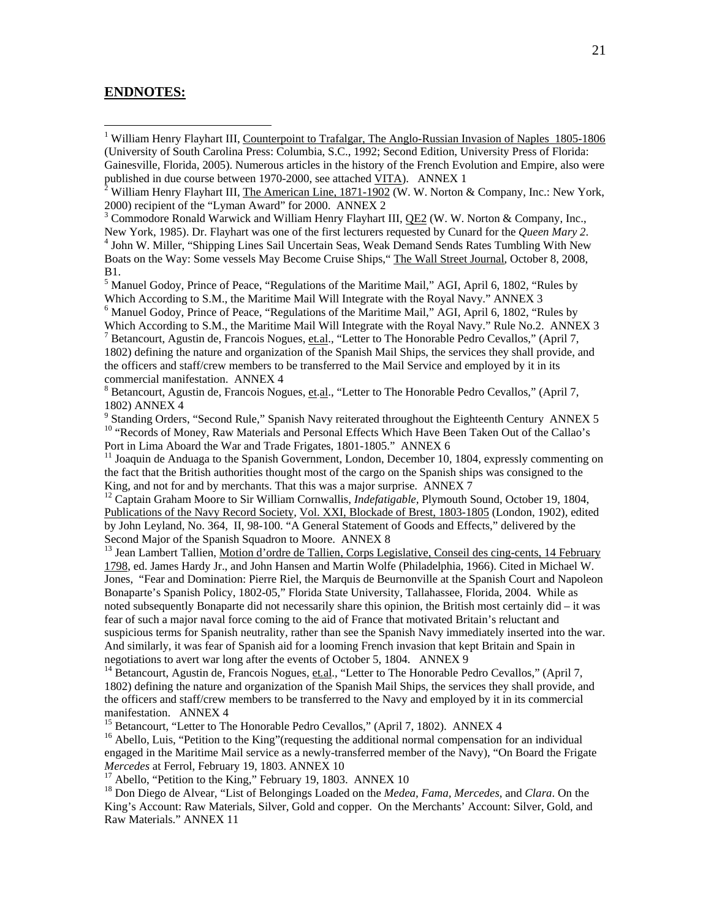## ENDNOTES:

[1] William Henry Flayhart III, Counterpoint to Trafalgar, The Anglo-Russian Invasion of Naples 1805-1806 (University of South Carolina Press: Columbia, S.C., 1992; Second Edition, University Press of Florida: Gainesville, Florida, 2005). Numerous articles in the history of the French Evolution and Empire, also were published in due course between 1970-2000, see attached VITA). ANNEX 1

[2] William Henry Flayhart III, The American Line, 1871-1902 (W. W. Norton & Company, Inc.: New York, 2000) recipient of the "Lyman Award" for 2000. ANNEX 2

[3] Commodore Ronald Warwick and William Henry Flayhart III, QE2 (W. W. Norton & Company, Inc., New York, 1985). Dr. Flayhart was one of the first lecturers requested by Cunard for the *Queen Mary 2*.

[4] John W. Miller, "Shipping Lines Sail Uncertain Seas, Weak Demand Sends Rates Tumbling With New Boats on the Way: Some vessels May Become Cruise Ships," The Wall Street Journal, October 8, 2008, B1.

[5] Manuel Godoy, Prince of Peace, "Regulations of the Maritime Mail," AGI, April 6, 1802, "Rules by Which According to S.M., the Maritime Mail Will Integrate with the Royal Navy." ANNEX 3

[6] Manuel Godoy, Prince of Peace, "Regulations of the Maritime Mail," AGI, April 6, 1802, "Rules by Which According to S.M., the Maritime Mail Will Integrate with the Royal Navy." Rule No.2. ANNEX 3

[7] Betancourt, Agustin de, Francois Nogues, et.al., "Letter to The Honorable Pedro Cevallos," (April 7, 1802) defining the nature and organization of the Spanish Mail Ships, the services they shall provide, and the officers and staff/crew members to be transferred to the Mail Service and employed by it in its commercial manifestation. ANNEX 4

[8] Betancourt, Agustin de, Francois Nogues, et.al., "Letter to The Honorable Pedro Cevallos," (April 7, 1802) ANNEX 4

[9] Standing Orders, "Second Rule," Spanish Navy reiterated throughout the Eighteenth Century ANNEX 5

[10] "Records of Money, Raw Materials and Personal Effects Which Have Been Taken Out of the Callao's Port in Lima Aboard the War and Trade Frigates, 1801-1805." ANNEX 6

[11] Joaquin de Anduaga to the Spanish Government, London, December 10, 1804, expressly commenting on the fact that the British authorities thought most of the cargo on the Spanish ships was consigned to the King, and not for and by merchants. That this was a major surprise. ANNEX 7

[12] Captain Graham Moore to Sir William Cornwallis, *Indefatigable,* Plymouth Sound, October 19, 1804, Publications of the Navy Record Society, Vol. XXI, Blockade of Brest, 1803-1805 (London, 1902), edited by John Leyland, No. 364, II, 98-100. "A General Statement of Goods and Effects," delivered by the Second Major of the Spanish Squadron to Moore. ANNEX 8

[13] Jean Lambert Tallien, Motion d'ordre de Tallien, Corps Legislative, Conseil des cing-cents, 14 February 1798, ed. James Hardy Jr., and John Hansen and Martin Wolfe (Philadelphia, 1966). Cited in Michael W. Jones, "Fear and Domination: Pierre Riel, the Marquis de Beurnonville at the Spanish Court and Napoleon Bonaparte's Spanish Policy, 1802-05," Florida State University, Tallahassee, Florida, 2004. While as noted subsequently Bonaparte did not necessarily share this opinion, the British most certainly did – it was fear of such a major naval force coming to the aid of France that motivated Britain's reluctant and suspicious terms for Spanish neutrality, rather than see the Spanish Navy immediately inserted into the war. And similarly, it was fear of Spanish aid for a looming French invasion that kept Britain and Spain in negotiations to avert war long after the events of October 5, 1804. ANNEX 9

[14] Betancourt, Agustin de, Francois Nogues, et.al., "Letter to The Honorable Pedro Cevallos," (April 7, 1802) defining the nature and organization of the Spanish Mail Ships, the services they shall provide, and the officers and staff/crew members to be transferred to the Navy and employed by it in its commercial manifestation. ANNEX 4

[15] Betancourt, "Letter to The Honorable Pedro Cevallos," (April 7, 1802). ANNEX 4

[16] Abello, Luis, "Petition to the King"(requesting the additional normal compensation for an individual engaged in the Maritime Mail service as a newly-transferred member of the Navy), "On Board the Frigate *Mercedes* at Ferrol, February 19, 1803. ANNEX 10

[17] Abello, "Petition to the King," February 19, 1803. ANNEX 10

[18] Don Diego de Alvear, "List of Belongings Loaded on the *Medea, Fama, Mercedes,* and *Clara*. On the King's Account: Raw Materials, Silver, Gold and copper. On the Merchants' Account: Silver, Gold, and Raw Materials." ANNEX 11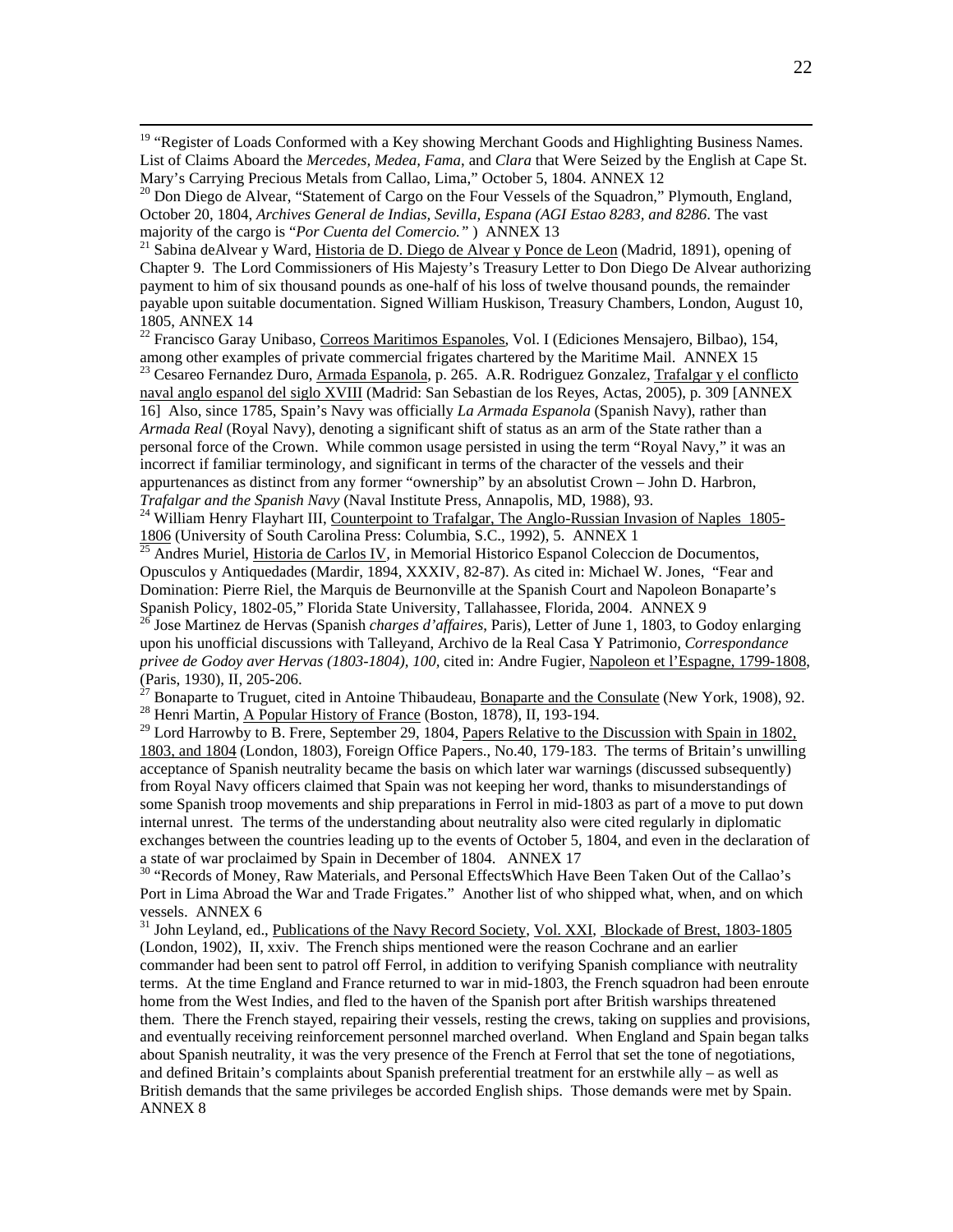[19] "Register of Loads Conformed with a Key showing Merchant Goods and Highlighting Business Names. List of Claims Aboard the *Mercedes, Medea, Fama*, and *Clara* that Were Seized by the English at Cape St. Mary's Carrying Precious Metals from Callao, Lima," October 5, 1804. ANNEX 12

[20] Don Diego de Alvear, "Statement of Cargo on the Four Vessels of the Squadron," Plymouth, England, October 20, 1804, *Archives General de Indias, Sevilla, Espana (AGI Estao 8283, and 8286*. The vast majority of the cargo is "*Por Cuenta del Comercio."* ) ANNEX 13

[21] Sabina deAlvear y Ward, Historia de D. Diego de Alvear y Ponce de Leon (Madrid, 1891), opening of Chapter 9. The Lord Commissioners of His Majesty's Treasury Letter to Don Diego De Alvear authorizing payment to him of six thousand pounds as one-half of his loss of twelve thousand pounds, the remainder payable upon suitable documentation. Signed William Huskison, Treasury Chambers, London, August 10, 1805, ANNEX 14

[22] Francisco Garay Unibaso, Correos Maritimos Espanoles, Vol. I (Ediciones Mensajero, Bilbao), 154, among other examples of private commercial frigates chartered by the Maritime Mail. ANNEX 15

[23] Cesareo Fernandez Duro, Armada Espanola, p. 265. A.R. Rodriguez Gonzalez, Trafalgar y el conflicto naval anglo espanol del siglo XVIII (Madrid: San Sebastian de los Reyes, Actas, 2005), p. 309 [ANNEX 16] Also, since 1785, Spain's Navy was officially *La Armada Espanola* (Spanish Navy), rather than *Armada Real* (Royal Navy), denoting a significant shift of status as an arm of the State rather than a personal force of the Crown. While common usage persisted in using the term "Royal Navy," it was an incorrect if familiar terminology, and significant in terms of the character of the vessels and their appurtenances as distinct from any former "ownership" by an absolutist Crown – John D. Harbron, *Trafalgar and the Spanish Navy* (Naval Institute Press, Annapolis, MD, 1988), 93.

[24] William Henry Flayhart III, Counterpoint to Trafalgar, The Anglo-Russian Invasion of Naples 1805-1806 (University of South Carolina Press: Columbia, S.C., 1992), 5. ANNEX 1

[25] Andres Muriel, Historia de Carlos IV, in Memorial Historico Espanol Coleccion de Documentos, Opusculos y Antiquedades (Mardir, 1894, XXXIV, 82-87). As cited in: Michael W. Jones, "Fear and Domination: Pierre Riel, the Marquis de Beurnonville at the Spanish Court and Napoleon Bonaparte's Spanish Policy, 1802-05," Florida State University, Tallahassee, Florida, 2004. ANNEX 9

[26] Jose Martinez de Hervas (Spanish *charges d'affaires*, Paris), Letter of June 1, 1803, to Godoy enlarging upon his unofficial discussions with Talleyand, Archivo de la Real Casa Y Patrimonio, *Correspondance privee de Godoy aver Hervas (1803-1804), 100*, cited in: Andre Fugier, Napoleon et l'Espagne, 1799-1808, (Paris, 1930), II, 205-206.

[27] Bonaparte to Truguet, cited in Antoine Thibaudeau, Bonaparte and the Consulate (New York, 1908), 92.

[28] Henri Martin, A Popular History of France (Boston, 1878), II, 193-194.

[29] Lord Harrowby to B. Frere, September 29, 1804, Papers Relative to the Discussion with Spain in 1802, 1803, and 1804 (London, 1803), Foreign Office Papers., No.40, 179-183. The terms of Britain's unwilling acceptance of Spanish neutrality became the basis on which later war warnings (discussed subsequently) from Royal Navy officers claimed that Spain was not keeping her word, thanks to misunderstandings of some Spanish troop movements and ship preparations in Ferrol in mid-1803 as part of a move to put down internal unrest. The terms of the understanding about neutrality also were cited regularly in diplomatic exchanges between the countries leading up to the events of October 5, 1804, and even in the declaration of a state of war proclaimed by Spain in December of 1804. ANNEX 17

[30] "Records of Money, Raw Materials, and Personal EffectsWhich Have Been Taken Out of the Callao's Port in Lima Abroad the War and Trade Frigates." Another list of who shipped what, when, and on which vessels. ANNEX 6

[31] John Leyland, ed., Publications of the Navy Record Society, Vol. XXI, Blockade of Brest, 1803-1805 (London, 1902), II, xxiv. The French ships mentioned were the reason Cochrane and an earlier commander had been sent to patrol off Ferrol, in addition to verifying Spanish compliance with neutrality terms. At the time England and France returned to war in mid-1803, the French squadron had been enroute home from the West Indies, and fled to the haven of the Spanish port after British warships threatened them. There the French stayed, repairing their vessels, resting the crews, taking on supplies and provisions, and eventually receiving reinforcement personnel marched overland. When England and Spain began talks about Spanish neutrality, it was the very presence of the French at Ferrol that set the tone of negotiations, and defined Britain's complaints about Spanish preferential treatment for an erstwhile ally – as well as British demands that the same privileges be accorded English ships. Those demands were met by Spain. ANNEX 8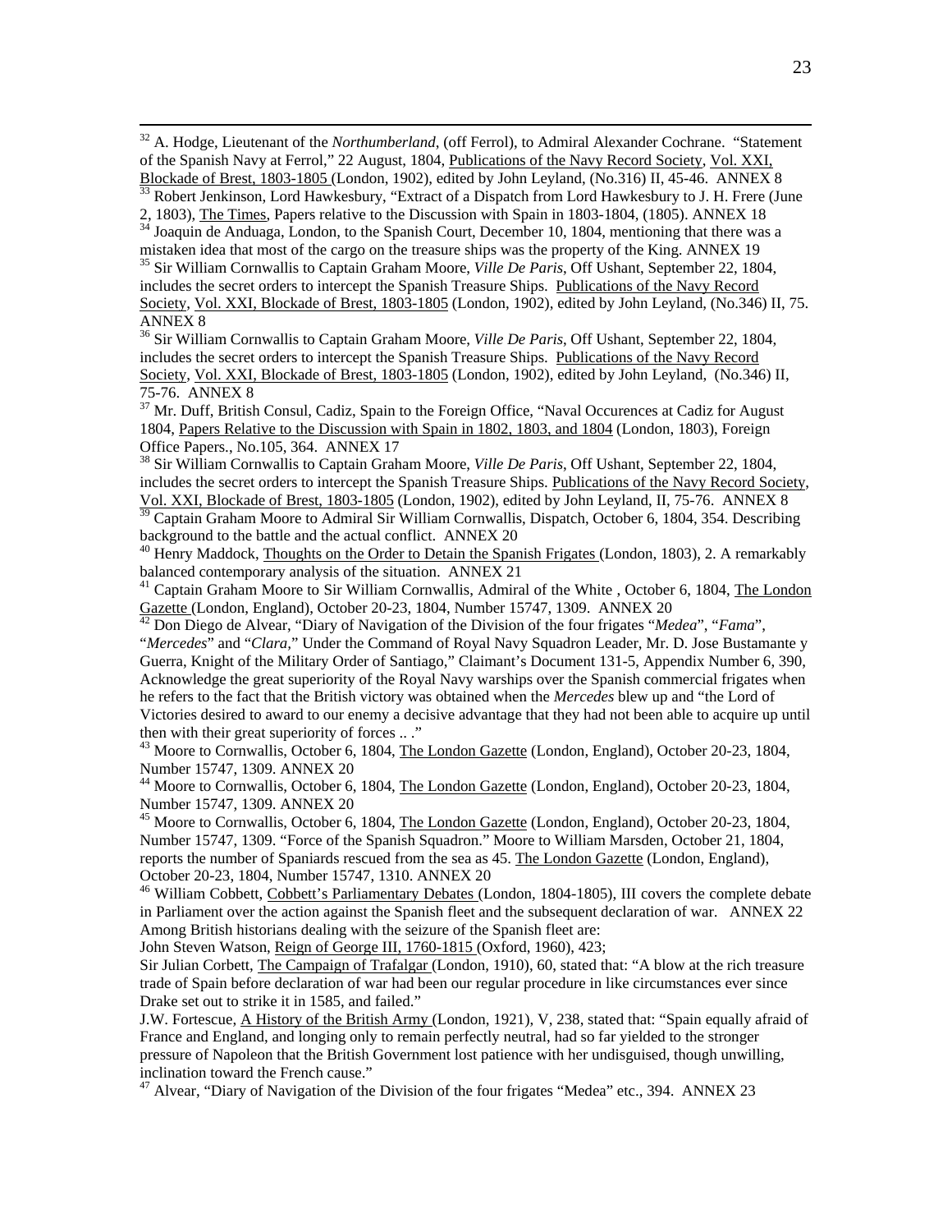[32] A. Hodge, Lieutenant of the *Northumberland*, (off Ferrol), to Admiral Alexander Cochrane. "Statement of the Spanish Navy at Ferrol," 22 August, 1804, Publications of the Navy Record Society, Vol. XXI, Blockade of Brest, 1803-1805 (London, 1902), edited by John Leyland, (No.316) II, 45-46. ANNEX 8

[33] Robert Jenkinson, Lord Hawkesbury, "Extract of a Dispatch from Lord Hawkesbury to J. H. Frere (June 2, 1803), The Times, Papers relative to the Discussion with Spain in 1803-1804, (1805). ANNEX 18

[34] Joaquin de Anduaga, London, to the Spanish Court, December 10, 1804, mentioning that there was a mistaken idea that most of the cargo on the treasure ships was the property of the King. ANNEX 19

[35] Sir William Cornwallis to Captain Graham Moore, *Ville De Paris*, Off Ushant, September 22, 1804, includes the secret orders to intercept the Spanish Treasure Ships. Publications of the Navy Record Society, Vol. XXI, Blockade of Brest, 1803-1805 (London, 1902), edited by John Leyland, (No.346) II, 75. ANNEX 8

[36] Sir William Cornwallis to Captain Graham Moore, *Ville De Paris*, Off Ushant, September 22, 1804, includes the secret orders to intercept the Spanish Treasure Ships. Publications of the Navy Record Society, Vol. XXI, Blockade of Brest, 1803-1805 (London, 1902), edited by John Leyland, (No.346) II, 75-76. ANNEX 8

[37] Mr. Duff, British Consul, Cadiz, Spain to the Foreign Office, "Naval Occurences at Cadiz for August 1804, Papers Relative to the Discussion with Spain in 1802, 1803, and 1804 (London, 1803), Foreign Office Papers., No.105, 364. ANNEX 17

[38] Sir William Cornwallis to Captain Graham Moore, *Ville De Paris*, Off Ushant, September 22, 1804, includes the secret orders to intercept the Spanish Treasure Ships. Publications of the Navy Record Society, Vol. XXI, Blockade of Brest, 1803-1805 (London, 1902), edited by John Leyland, II, 75-76. ANNEX 8

[39] Captain Graham Moore to Admiral Sir William Cornwallis, Dispatch, October 6, 1804, 354. Describing background to the battle and the actual conflict. ANNEX 20

[40] Henry Maddock, Thoughts on the Order to Detain the Spanish Frigates (London, 1803), 2. A remarkably balanced contemporary analysis of the situation. ANNEX 21

[41] Captain Graham Moore to Sir William Cornwallis, Admiral of the White , October 6, 1804, The London Gazette (London, England), October 20-23, 1804, Number 15747, 1309. ANNEX 20

[42] Don Diego de Alvear, "Diary of Navigation of the Division of the four frigates "*Medea*", "*Fama*", "*Mercedes*" and "*Clara*," Under the Command of Royal Navy Squadron Leader, Mr. D. Jose Bustamante y Guerra, Knight of the Military Order of Santiago," Claimant's Document 131-5, Appendix Number 6, 390, Acknowledge the great superiority of the Royal Navy warships over the Spanish commercial frigates when he refers to the fact that the British victory was obtained when the *Mercedes* blew up and "the Lord of Victories desired to award to our enemy a decisive advantage that they had not been able to acquire up until then with their great superiority of forces .. ."

[43] Moore to Cornwallis, October 6, 1804, The London Gazette (London, England), October 20-23, 1804, Number 15747, 1309. ANNEX 20

[44] Moore to Cornwallis, October 6, 1804, The London Gazette (London, England), October 20-23, 1804, Number 15747, 1309. ANNEX 20

[45] Moore to Cornwallis, October 6, 1804, The London Gazette (London, England), October 20-23, 1804, Number 15747, 1309. "Force of the Spanish Squadron." Moore to William Marsden, October 21, 1804, reports the number of Spaniards rescued from the sea as 45. The London Gazette (London, England), October 20-23, 1804, Number 15747, 1310. ANNEX 20

[46] William Cobbett, Cobbett's Parliamentary Debates (London, 1804-1805), III covers the complete debate in Parliament over the action against the Spanish fleet and the subsequent declaration of war. ANNEX 22
Among British historians dealing with the seizure of the Spanish fleet are:
John Steven Watson, Reign of George III, 1760-1815 (Oxford, 1960), 423;
Sir Julian Corbett, The Campaign of Trafalgar (London, 1910), 60, stated that: "A blow at the rich treasure trade of Spain before declaration of war had been our regular procedure in like circumstances ever since Drake set out to strike it in 1585, and failed."
J.W. Fortescue, A History of the British Army (London, 1921), V, 238, stated that: "Spain equally afraid of France and England, and longing only to remain perfectly neutral, had so far yielded to the stronger pressure of Napoleon that the British Government lost patience with her undisguised, though unwilling, inclination toward the French cause."

[47] Alvear, "Diary of Navigation of the Division of the four frigates "Medea" etc., 394. ANNEX 23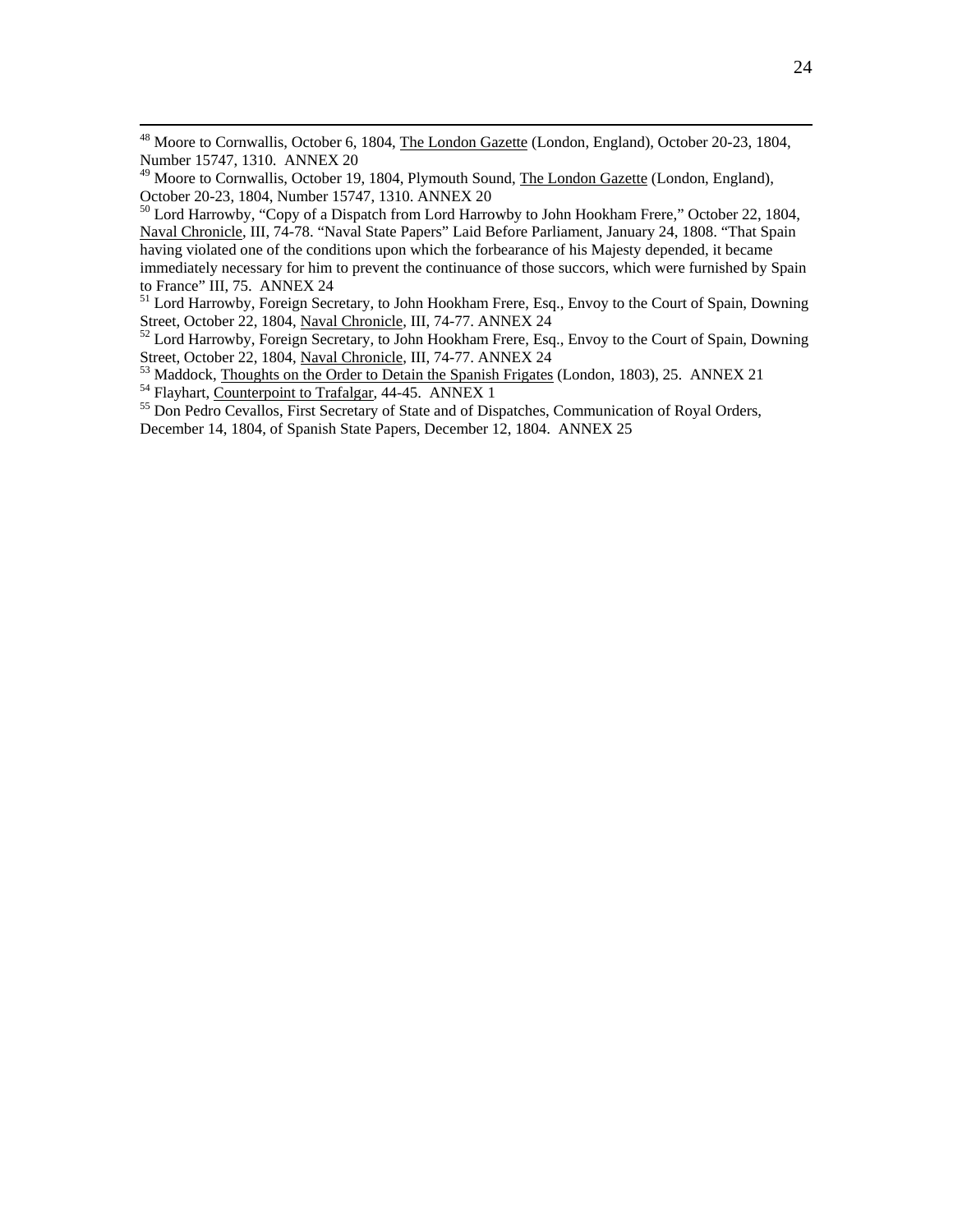[48] Moore to Cornwallis, October 6, 1804, The London Gazette (London, England), October 20-23, 1804, Number 15747, 1310. ANNEX 20

[49] Moore to Cornwallis, October 19, 1804, Plymouth Sound, The London Gazette (London, England), October 20-23, 1804, Number 15747, 1310. ANNEX 20

[50] Lord Harrowby, "Copy of a Dispatch from Lord Harrowby to John Hookham Frere," October 22, 1804, Naval Chronicle, III, 74-78. "Naval State Papers" Laid Before Parliament, January 24, 1808. "That Spain having violated one of the conditions upon which the forbearance of his Majesty depended, it became immediately necessary for him to prevent the continuance of those succors, which were furnished by Spain to France" III, 75. ANNEX 24

[51] Lord Harrowby, Foreign Secretary, to John Hookham Frere, Esq., Envoy to the Court of Spain, Downing Street, October 22, 1804, Naval Chronicle, III, 74-77. ANNEX 24

[52] Lord Harrowby, Foreign Secretary, to John Hookham Frere, Esq., Envoy to the Court of Spain, Downing Street, October 22, 1804, Naval Chronicle, III, 74-77. ANNEX 24

[53] Maddock, Thoughts on the Order to Detain the Spanish Frigates (London, 1803), 25. ANNEX 21

[54] Flayhart, Counterpoint to Trafalgar, 44-45. ANNEX 1

[55] Don Pedro Cevallos, First Secretary of State and of Dispatches, Communication of Royal Orders, December 14, 1804, of Spanish State Papers, December 12, 1804. ANNEX 25